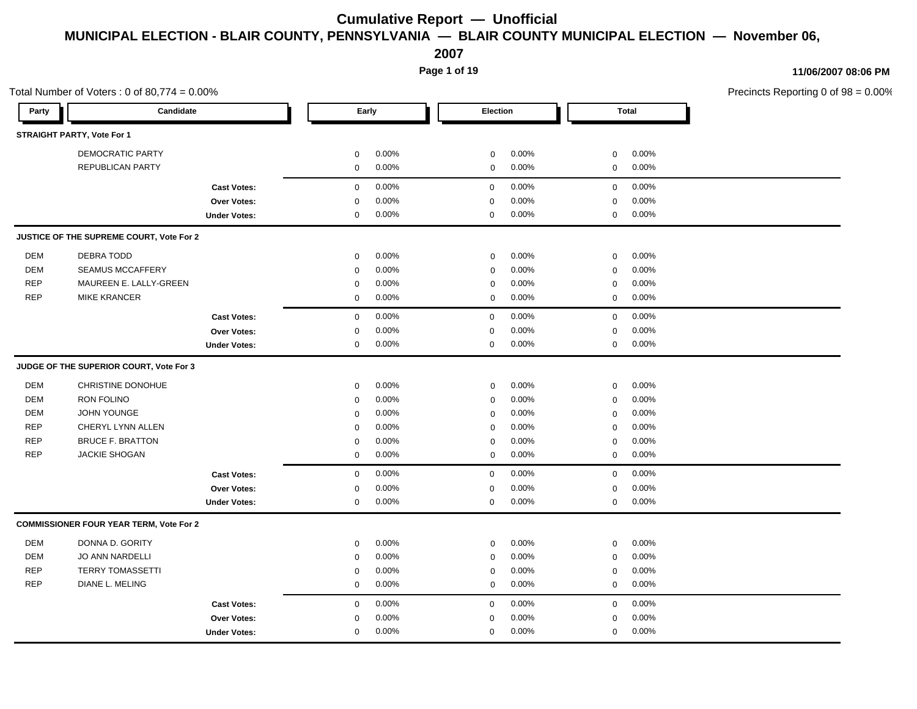# Cumulative Report — Unofficial

## MUNICIPAL ELECTION - BLAIR COUNTY, PENNSYLVANIA — BLAIR COUNTY MUNICIPAL ELECTION — November 06, 2007

**11/06/2007 08:06 PM**

Total Number of Voters : 0 of 80,774 = 0.00%

Precincts Reporting 0 of 98 = 0.00%

| Party | Candidate | Early | | Election | | Total | |
|---|---|---|---|---|---|---|---|
| **STRAIGHT PARTY, Vote For 1** | | | | | | | |
| | DEMOCRATIC PARTY | 0 | 0.00% | 0 | 0.00% | 0 | 0.00% |
| | REPUBLICAN PARTY | 0 | 0.00% | 0 | 0.00% | 0 | 0.00% |
| | **Cast Votes:** | 0 | 0.00% | 0 | 0.00% | 0 | 0.00% |
| | **Over Votes:** | 0 | 0.00% | 0 | 0.00% | 0 | 0.00% |
| | **Under Votes:** | 0 | 0.00% | 0 | 0.00% | 0 | 0.00% |
| **JUSTICE OF THE SUPREME COURT, Vote For 2** | | | | | | | |
| DEM | DEBRA TODD | 0 | 0.00% | 0 | 0.00% | 0 | 0.00% |
| DEM | SEAMUS MCCAFFERY | 0 | 0.00% | 0 | 0.00% | 0 | 0.00% |
| REP | MAUREEN E. LALLY-GREEN | 0 | 0.00% | 0 | 0.00% | 0 | 0.00% |
| REP | MIKE KRANCER | 0 | 0.00% | 0 | 0.00% | 0 | 0.00% |
| | **Cast Votes:** | 0 | 0.00% | 0 | 0.00% | 0 | 0.00% |
| | **Over Votes:** | 0 | 0.00% | 0 | 0.00% | 0 | 0.00% |
| | **Under Votes:** | 0 | 0.00% | 0 | 0.00% | 0 | 0.00% |
| **JUDGE OF THE SUPERIOR COURT, Vote For 3** | | | | | | | |
| DEM | CHRISTINE DONOHUE | 0 | 0.00% | 0 | 0.00% | 0 | 0.00% |
| DEM | RON FOLINO | 0 | 0.00% | 0 | 0.00% | 0 | 0.00% |
| DEM | JOHN YOUNGE | 0 | 0.00% | 0 | 0.00% | 0 | 0.00% |
| REP | CHERYL LYNN ALLEN | 0 | 0.00% | 0 | 0.00% | 0 | 0.00% |
| REP | BRUCE F. BRATTON | 0 | 0.00% | 0 | 0.00% | 0 | 0.00% |
| REP | JACKIE SHOGAN | 0 | 0.00% | 0 | 0.00% | 0 | 0.00% |
| | **Cast Votes:** | 0 | 0.00% | 0 | 0.00% | 0 | 0.00% |
| | **Over Votes:** | 0 | 0.00% | 0 | 0.00% | 0 | 0.00% |
| | **Under Votes:** | 0 | 0.00% | 0 | 0.00% | 0 | 0.00% |
| **COMMISSIONER FOUR YEAR TERM, Vote For 2** | | | | | | | |
| DEM | DONNA D. GORITY | 0 | 0.00% | 0 | 0.00% | 0 | 0.00% |
| DEM | JO ANN NARDELLI | 0 | 0.00% | 0 | 0.00% | 0 | 0.00% |
| REP | TERRY TOMASSETTI | 0 | 0.00% | 0 | 0.00% | 0 | 0.00% |
| REP | DIANE L. MELING | 0 | 0.00% | 0 | 0.00% | 0 | 0.00% |
| | **Cast Votes:** | 0 | 0.00% | 0 | 0.00% | 0 | 0.00% |
| | **Over Votes:** | 0 | 0.00% | 0 | 0.00% | 0 | 0.00% |
| | **Under Votes:** | 0 | 0.00% | 0 | 0.00% | 0 | 0.00% |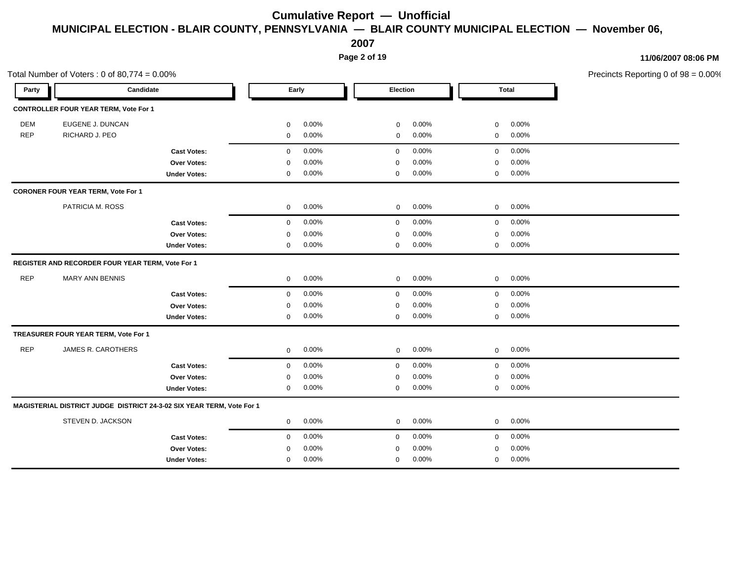# Cumulative Report — Unofficial

## MUNICIPAL ELECTION - BLAIR COUNTY, PENNSYLVANIA — BLAIR COUNTY MUNICIPAL ELECTION — November 06, 2007

11/06/2007 08:06 PM

Total Number of Voters : 0 of 80,774 = 0.00%

Precincts Reporting 0 of 98 = 0.00%

| Party | Candidate | Early | | Election | | Total | |
|---|---|---|---|---|---|---|---|
| **CONTROLLER FOUR YEAR TERM, Vote For 1** | | | | | | | |
| DEM | EUGENE J. DUNCAN | 0 | 0.00% | 0 | 0.00% | 0 | 0.00% |
| REP | RICHARD J. PEO | 0 | 0.00% | 0 | 0.00% | 0 | 0.00% |
| | **Cast Votes:** | 0 | 0.00% | 0 | 0.00% | 0 | 0.00% |
| | **Over Votes:** | 0 | 0.00% | 0 | 0.00% | 0 | 0.00% |
| | **Under Votes:** | 0 | 0.00% | 0 | 0.00% | 0 | 0.00% |
| **CORONER FOUR YEAR TERM, Vote For 1** | | | | | | | |
| | PATRICIA M. ROSS | 0 | 0.00% | 0 | 0.00% | 0 | 0.00% |
| | **Cast Votes:** | 0 | 0.00% | 0 | 0.00% | 0 | 0.00% |
| | **Over Votes:** | 0 | 0.00% | 0 | 0.00% | 0 | 0.00% |
| | **Under Votes:** | 0 | 0.00% | 0 | 0.00% | 0 | 0.00% |
| **REGISTER AND RECORDER FOUR YEAR TERM, Vote For 1** | | | | | | | |
| REP | MARY ANN BENNIS | 0 | 0.00% | 0 | 0.00% | 0 | 0.00% |
| | **Cast Votes:** | 0 | 0.00% | 0 | 0.00% | 0 | 0.00% |
| | **Over Votes:** | 0 | 0.00% | 0 | 0.00% | 0 | 0.00% |
| | **Under Votes:** | 0 | 0.00% | 0 | 0.00% | 0 | 0.00% |
| **TREASURER FOUR YEAR TERM, Vote For 1** | | | | | | | |
| REP | JAMES R. CAROTHERS | 0 | 0.00% | 0 | 0.00% | 0 | 0.00% |
| | **Cast Votes:** | 0 | 0.00% | 0 | 0.00% | 0 | 0.00% |
| | **Over Votes:** | 0 | 0.00% | 0 | 0.00% | 0 | 0.00% |
| | **Under Votes:** | 0 | 0.00% | 0 | 0.00% | 0 | 0.00% |
| **MAGISTERIAL DISTRICT JUDGE DISTRICT 24-3-02 SIX YEAR TERM, Vote For 1** | | | | | | | |
| | STEVEN D. JACKSON | 0 | 0.00% | 0 | 0.00% | 0 | 0.00% |
| | **Cast Votes:** | 0 | 0.00% | 0 | 0.00% | 0 | 0.00% |
| | **Over Votes:** | 0 | 0.00% | 0 | 0.00% | 0 | 0.00% |
| | **Under Votes:** | 0 | 0.00% | 0 | 0.00% | 0 | 0.00% |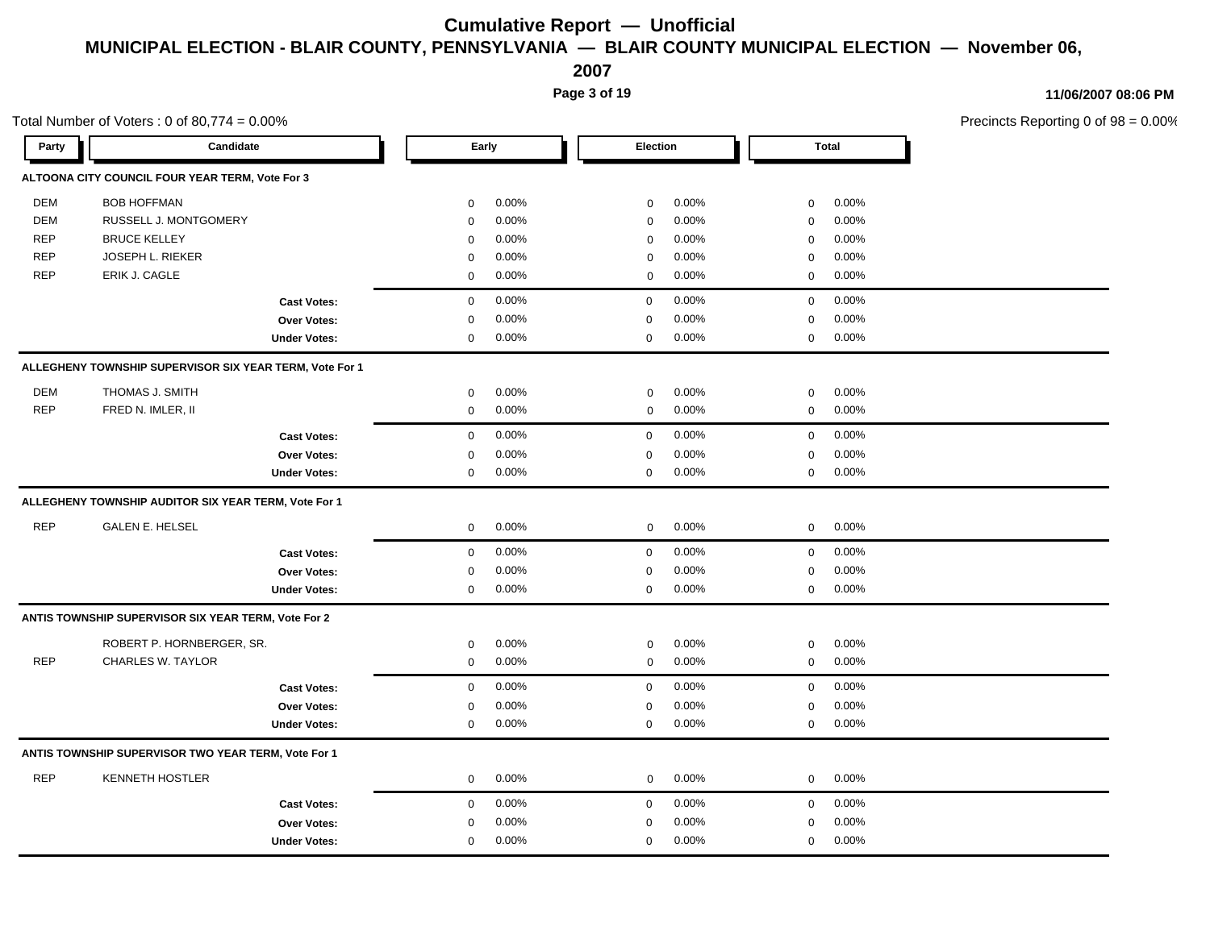# Cumulative Report — Unofficial

## MUNICIPAL ELECTION - BLAIR COUNTY, PENNSYLVANIA — BLAIR COUNTY MUNICIPAL ELECTION — November 06, 2007

**11/06/2007 08:06 PM**

Total Number of Voters : 0 of 80,774 = 0.00%

Precincts Reporting 0 of 98 = 0.00%

| Party | Candidate | Early | | Election | | Total | |
|---|---|---|---|---|---|---|---|
| **ALTOONA CITY COUNCIL FOUR YEAR TERM, Vote For 3** | | | | | | | |
| DEM | BOB HOFFMAN | 0 | 0.00% | 0 | 0.00% | 0 | 0.00% |
| DEM | RUSSELL J. MONTGOMERY | 0 | 0.00% | 0 | 0.00% | 0 | 0.00% |
| REP | BRUCE KELLEY | 0 | 0.00% | 0 | 0.00% | 0 | 0.00% |
| REP | JOSEPH L. RIEKER | 0 | 0.00% | 0 | 0.00% | 0 | 0.00% |
| REP | ERIK J. CAGLE | 0 | 0.00% | 0 | 0.00% | 0 | 0.00% |
| | **Cast Votes:** | 0 | 0.00% | 0 | 0.00% | 0 | 0.00% |
| | **Over Votes:** | 0 | 0.00% | 0 | 0.00% | 0 | 0.00% |
| | **Under Votes:** | 0 | 0.00% | 0 | 0.00% | 0 | 0.00% |
| **ALLEGHENY TOWNSHIP SUPERVISOR SIX YEAR TERM, Vote For 1** | | | | | | | |
| DEM | THOMAS J. SMITH | 0 | 0.00% | 0 | 0.00% | 0 | 0.00% |
| REP | FRED N. IMLER, II | 0 | 0.00% | 0 | 0.00% | 0 | 0.00% |
| | **Cast Votes:** | 0 | 0.00% | 0 | 0.00% | 0 | 0.00% |
| | **Over Votes:** | 0 | 0.00% | 0 | 0.00% | 0 | 0.00% |
| | **Under Votes:** | 0 | 0.00% | 0 | 0.00% | 0 | 0.00% |
| **ALLEGHENY TOWNSHIP AUDITOR SIX YEAR TERM, Vote For 1** | | | | | | | |
| REP | GALEN E. HELSEL | 0 | 0.00% | 0 | 0.00% | 0 | 0.00% |
| | **Cast Votes:** | 0 | 0.00% | 0 | 0.00% | 0 | 0.00% |
| | **Over Votes:** | 0 | 0.00% | 0 | 0.00% | 0 | 0.00% |
| | **Under Votes:** | 0 | 0.00% | 0 | 0.00% | 0 | 0.00% |
| **ANTIS TOWNSHIP SUPERVISOR SIX YEAR TERM, Vote For 2** | | | | | | | |
| | ROBERT P. HORNBERGER, SR. | 0 | 0.00% | 0 | 0.00% | 0 | 0.00% |
| REP | CHARLES W. TAYLOR | 0 | 0.00% | 0 | 0.00% | 0 | 0.00% |
| | **Cast Votes:** | 0 | 0.00% | 0 | 0.00% | 0 | 0.00% |
| | **Over Votes:** | 0 | 0.00% | 0 | 0.00% | 0 | 0.00% |
| | **Under Votes:** | 0 | 0.00% | 0 | 0.00% | 0 | 0.00% |
| **ANTIS TOWNSHIP SUPERVISOR TWO YEAR TERM, Vote For 1** | | | | | | | |
| REP | KENNETH HOSTLER | 0 | 0.00% | 0 | 0.00% | 0 | 0.00% |
| | **Cast Votes:** | 0 | 0.00% | 0 | 0.00% | 0 | 0.00% |
| | **Over Votes:** | 0 | 0.00% | 0 | 0.00% | 0 | 0.00% |
| | **Under Votes:** | 0 | 0.00% | 0 | 0.00% | 0 | 0.00% |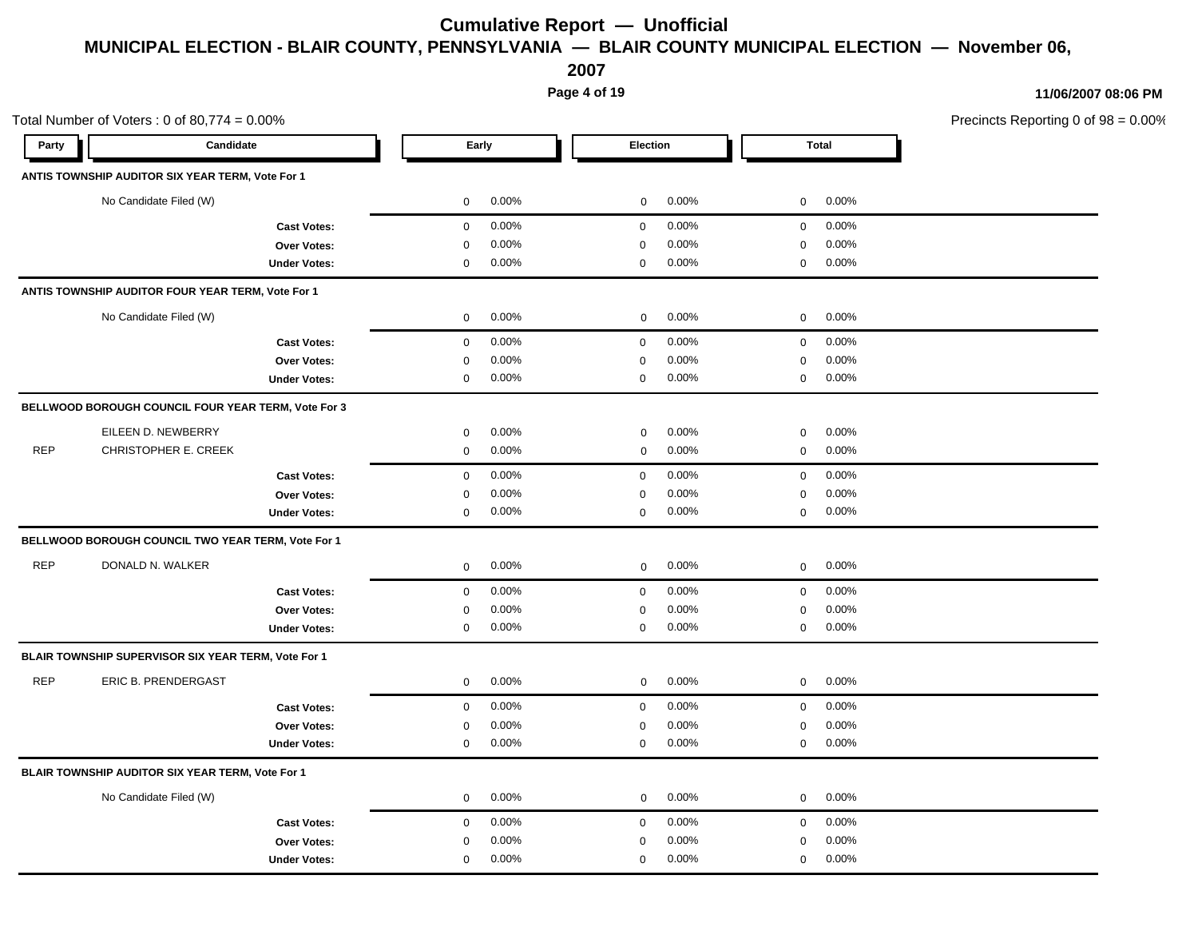# Cumulative Report — Unofficial

## MUNICIPAL ELECTION - BLAIR COUNTY, PENNSYLVANIA — BLAIR COUNTY MUNICIPAL ELECTION — November 06, 2007

11/06/2007 08:06 PM

Total Number of Voters : 0 of 80,774 = 0.00%

Precincts Reporting 0 of 98 = 0.00%

| Party | Candidate | Early | | Election | | Total | |
|---|---|---|---|---|---|---|---|
| **ANTIS TOWNSHIP AUDITOR SIX YEAR TERM, Vote For 1** | | | | | | | |
| | No Candidate Filed (W) | 0 | 0.00% | 0 | 0.00% | 0 | 0.00% |
| | **Cast Votes:** | 0 | 0.00% | 0 | 0.00% | 0 | 0.00% |
| | **Over Votes:** | 0 | 0.00% | 0 | 0.00% | 0 | 0.00% |
| | **Under Votes:** | 0 | 0.00% | 0 | 0.00% | 0 | 0.00% |
| **ANTIS TOWNSHIP AUDITOR FOUR YEAR TERM, Vote For 1** | | | | | | | |
| | No Candidate Filed (W) | 0 | 0.00% | 0 | 0.00% | 0 | 0.00% |
| | **Cast Votes:** | 0 | 0.00% | 0 | 0.00% | 0 | 0.00% |
| | **Over Votes:** | 0 | 0.00% | 0 | 0.00% | 0 | 0.00% |
| | **Under Votes:** | 0 | 0.00% | 0 | 0.00% | 0 | 0.00% |
| **BELLWOOD BOROUGH COUNCIL FOUR YEAR TERM, Vote For 3** | | | | | | | |
| | EILEEN D. NEWBERRY | 0 | 0.00% | 0 | 0.00% | 0 | 0.00% |
| REP | CHRISTOPHER E. CREEK | 0 | 0.00% | 0 | 0.00% | 0 | 0.00% |
| | **Cast Votes:** | 0 | 0.00% | 0 | 0.00% | 0 | 0.00% |
| | **Over Votes:** | 0 | 0.00% | 0 | 0.00% | 0 | 0.00% |
| | **Under Votes:** | 0 | 0.00% | 0 | 0.00% | 0 | 0.00% |
| **BELLWOOD BOROUGH COUNCIL TWO YEAR TERM, Vote For 1** | | | | | | | |
| REP | DONALD N. WALKER | 0 | 0.00% | 0 | 0.00% | 0 | 0.00% |
| | **Cast Votes:** | 0 | 0.00% | 0 | 0.00% | 0 | 0.00% |
| | **Over Votes:** | 0 | 0.00% | 0 | 0.00% | 0 | 0.00% |
| | **Under Votes:** | 0 | 0.00% | 0 | 0.00% | 0 | 0.00% |
| **BLAIR TOWNSHIP SUPERVISOR SIX YEAR TERM, Vote For 1** | | | | | | | |
| REP | ERIC B. PRENDERGAST | 0 | 0.00% | 0 | 0.00% | 0 | 0.00% |
| | **Cast Votes:** | 0 | 0.00% | 0 | 0.00% | 0 | 0.00% |
| | **Over Votes:** | 0 | 0.00% | 0 | 0.00% | 0 | 0.00% |
| | **Under Votes:** | 0 | 0.00% | 0 | 0.00% | 0 | 0.00% |
| **BLAIR TOWNSHIP AUDITOR SIX YEAR TERM, Vote For 1** | | | | | | | |
| | No Candidate Filed (W) | 0 | 0.00% | 0 | 0.00% | 0 | 0.00% |
| | **Cast Votes:** | 0 | 0.00% | 0 | 0.00% | 0 | 0.00% |
| | **Over Votes:** | 0 | 0.00% | 0 | 0.00% | 0 | 0.00% |
| | **Under Votes:** | 0 | 0.00% | 0 | 0.00% | 0 | 0.00% |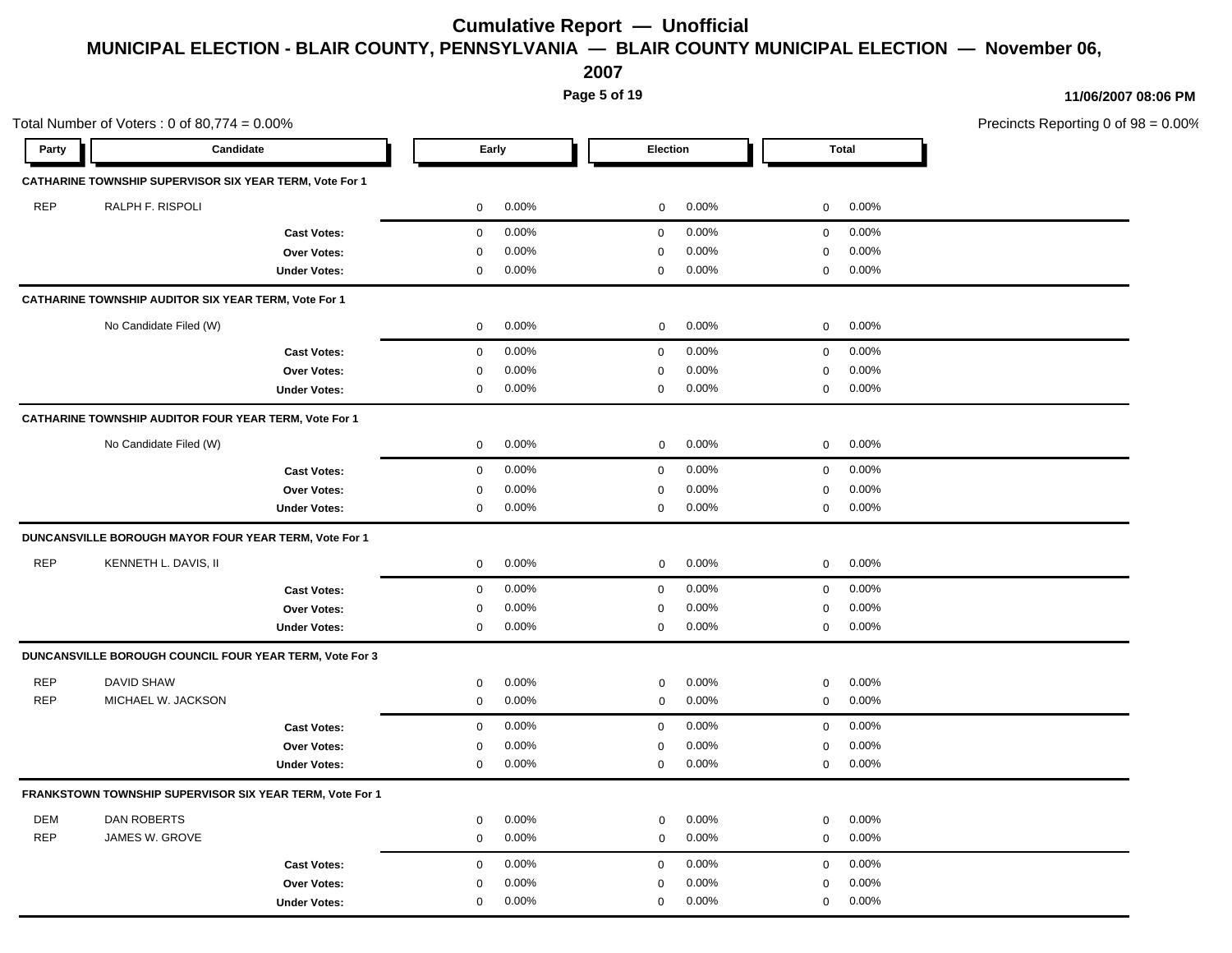# Cumulative Report — Unofficial

## MUNICIPAL ELECTION - BLAIR COUNTY, PENNSYLVANIA — BLAIR COUNTY MUNICIPAL ELECTION — November 06, 2007

11/06/2007 08:06 PM

Total Number of Voters : 0 of 80,774 = 0.00%

Precincts Reporting 0 of 98 = 0.00%

| Party | Candidate | Early | | Election | | Total | |
|---|---|---|---|---|---|---|---|
| **CATHARINE TOWNSHIP SUPERVISOR SIX YEAR TERM, Vote For 1** | | | | | | | |
| REP | RALPH F. RISPOLI | 0 | 0.00% | 0 | 0.00% | 0 | 0.00% |
| | **Cast Votes:** | 0 | 0.00% | 0 | 0.00% | 0 | 0.00% |
| | **Over Votes:** | 0 | 0.00% | 0 | 0.00% | 0 | 0.00% |
| | **Under Votes:** | 0 | 0.00% | 0 | 0.00% | 0 | 0.00% |
| **CATHARINE TOWNSHIP AUDITOR SIX YEAR TERM, Vote For 1** | | | | | | | |
| | No Candidate Filed (W) | 0 | 0.00% | 0 | 0.00% | 0 | 0.00% |
| | **Cast Votes:** | 0 | 0.00% | 0 | 0.00% | 0 | 0.00% |
| | **Over Votes:** | 0 | 0.00% | 0 | 0.00% | 0 | 0.00% |
| | **Under Votes:** | 0 | 0.00% | 0 | 0.00% | 0 | 0.00% |
| **CATHARINE TOWNSHIP AUDITOR FOUR YEAR TERM, Vote For 1** | | | | | | | |
| | No Candidate Filed (W) | 0 | 0.00% | 0 | 0.00% | 0 | 0.00% |
| | **Cast Votes:** | 0 | 0.00% | 0 | 0.00% | 0 | 0.00% |
| | **Over Votes:** | 0 | 0.00% | 0 | 0.00% | 0 | 0.00% |
| | **Under Votes:** | 0 | 0.00% | 0 | 0.00% | 0 | 0.00% |
| **DUNCANSVILLE BOROUGH MAYOR FOUR YEAR TERM, Vote For 1** | | | | | | | |
| REP | KENNETH L. DAVIS, II | 0 | 0.00% | 0 | 0.00% | 0 | 0.00% |
| | **Cast Votes:** | 0 | 0.00% | 0 | 0.00% | 0 | 0.00% |
| | **Over Votes:** | 0 | 0.00% | 0 | 0.00% | 0 | 0.00% |
| | **Under Votes:** | 0 | 0.00% | 0 | 0.00% | 0 | 0.00% |
| **DUNCANSVILLE BOROUGH COUNCIL FOUR YEAR TERM, Vote For 3** | | | | | | | |
| REP | DAVID SHAW | 0 | 0.00% | 0 | 0.00% | 0 | 0.00% |
| REP | MICHAEL W. JACKSON | 0 | 0.00% | 0 | 0.00% | 0 | 0.00% |
| | **Cast Votes:** | 0 | 0.00% | 0 | 0.00% | 0 | 0.00% |
| | **Over Votes:** | 0 | 0.00% | 0 | 0.00% | 0 | 0.00% |
| | **Under Votes:** | 0 | 0.00% | 0 | 0.00% | 0 | 0.00% |
| **FRANKSTOWN TOWNSHIP SUPERVISOR SIX YEAR TERM, Vote For 1** | | | | | | | |
| DEM | DAN ROBERTS | 0 | 0.00% | 0 | 0.00% | 0 | 0.00% |
| REP | JAMES W. GROVE | 0 | 0.00% | 0 | 0.00% | 0 | 0.00% |
| | **Cast Votes:** | 0 | 0.00% | 0 | 0.00% | 0 | 0.00% |
| | **Over Votes:** | 0 | 0.00% | 0 | 0.00% | 0 | 0.00% |
| | **Under Votes:** | 0 | 0.00% | 0 | 0.00% | 0 | 0.00% |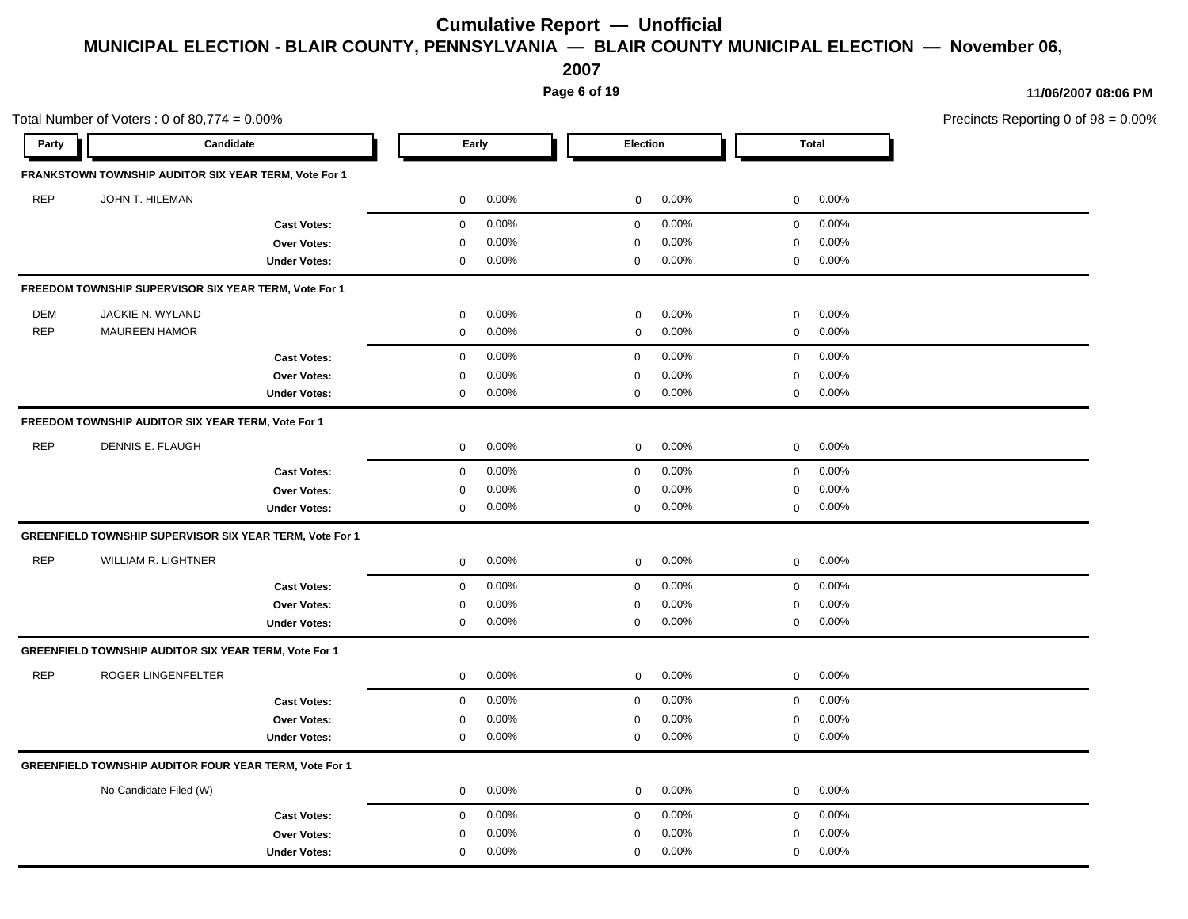# Cumulative Report — Unofficial

## MUNICIPAL ELECTION - BLAIR COUNTY, PENNSYLVANIA — BLAIR COUNTY MUNICIPAL ELECTION — November 06, 2007

11/06/2007 08:06 PM

Total Number of Voters : 0 of 80,774 = 0.00%

Precincts Reporting 0 of 98 = 0.00%

| Party | Candidate | Early | | Election | | Total | |
|---|---|---|---|---|---|---|---|
| **FRANKSTOWN TOWNSHIP AUDITOR SIX YEAR TERM, Vote For 1** | | | | | | | |
| REP | JOHN T. HILEMAN | 0 | 0.00% | 0 | 0.00% | 0 | 0.00% |
| | **Cast Votes:** | 0 | 0.00% | 0 | 0.00% | 0 | 0.00% |
| | **Over Votes:** | 0 | 0.00% | 0 | 0.00% | 0 | 0.00% |
| | **Under Votes:** | 0 | 0.00% | 0 | 0.00% | 0 | 0.00% |
| **FREEDOM TOWNSHIP SUPERVISOR SIX YEAR TERM, Vote For 1** | | | | | | | |
| DEM | JACKIE N. WYLAND | 0 | 0.00% | 0 | 0.00% | 0 | 0.00% |
| REP | MAUREEN HAMOR | 0 | 0.00% | 0 | 0.00% | 0 | 0.00% |
| | **Cast Votes:** | 0 | 0.00% | 0 | 0.00% | 0 | 0.00% |
| | **Over Votes:** | 0 | 0.00% | 0 | 0.00% | 0 | 0.00% |
| | **Under Votes:** | 0 | 0.00% | 0 | 0.00% | 0 | 0.00% |
| **FREEDOM TOWNSHIP AUDITOR SIX YEAR TERM, Vote For 1** | | | | | | | |
| REP | DENNIS E. FLAUGH | 0 | 0.00% | 0 | 0.00% | 0 | 0.00% |
| | **Cast Votes:** | 0 | 0.00% | 0 | 0.00% | 0 | 0.00% |
| | **Over Votes:** | 0 | 0.00% | 0 | 0.00% | 0 | 0.00% |
| | **Under Votes:** | 0 | 0.00% | 0 | 0.00% | 0 | 0.00% |
| **GREENFIELD TOWNSHIP SUPERVISOR SIX YEAR TERM, Vote For 1** | | | | | | | |
| REP | WILLIAM R. LIGHTNER | 0 | 0.00% | 0 | 0.00% | 0 | 0.00% |
| | **Cast Votes:** | 0 | 0.00% | 0 | 0.00% | 0 | 0.00% |
| | **Over Votes:** | 0 | 0.00% | 0 | 0.00% | 0 | 0.00% |
| | **Under Votes:** | 0 | 0.00% | 0 | 0.00% | 0 | 0.00% |
| **GREENFIELD TOWNSHIP AUDITOR SIX YEAR TERM, Vote For 1** | | | | | | | |
| REP | ROGER LINGENFELTER | 0 | 0.00% | 0 | 0.00% | 0 | 0.00% |
| | **Cast Votes:** | 0 | 0.00% | 0 | 0.00% | 0 | 0.00% |
| | **Over Votes:** | 0 | 0.00% | 0 | 0.00% | 0 | 0.00% |
| | **Under Votes:** | 0 | 0.00% | 0 | 0.00% | 0 | 0.00% |
| **GREENFIELD TOWNSHIP AUDITOR FOUR YEAR TERM, Vote For 1** | | | | | | | |
| | No Candidate Filed (W) | 0 | 0.00% | 0 | 0.00% | 0 | 0.00% |
| | **Cast Votes:** | 0 | 0.00% | 0 | 0.00% | 0 | 0.00% |
| | **Over Votes:** | 0 | 0.00% | 0 | 0.00% | 0 | 0.00% |
| | **Under Votes:** | 0 | 0.00% | 0 | 0.00% | 0 | 0.00% |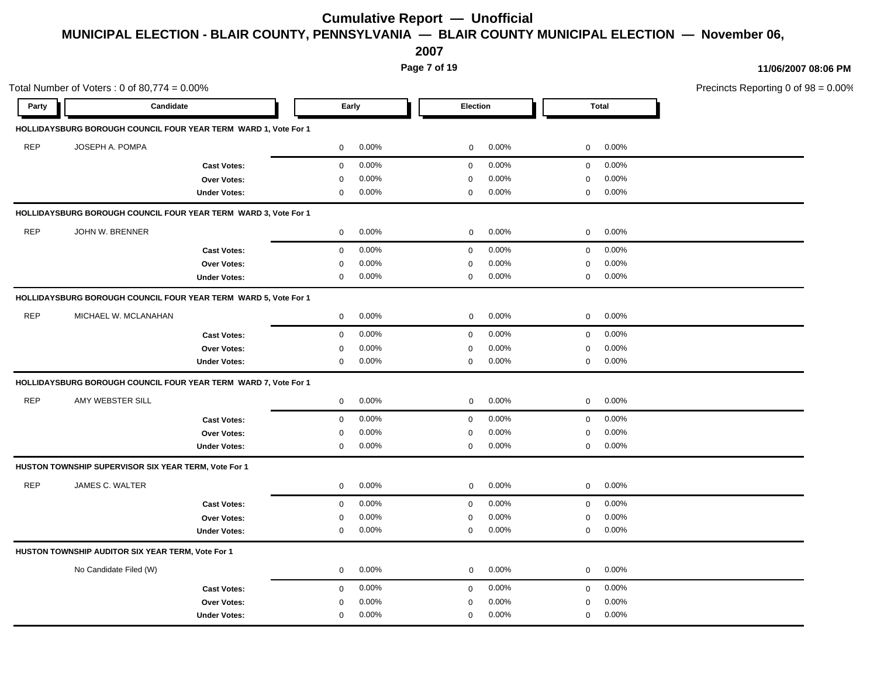# Cumulative Report — Unofficial

## MUNICIPAL ELECTION - BLAIR COUNTY, PENNSYLVANIA — BLAIR COUNTY MUNICIPAL ELECTION — November 06, 2007

11/06/2007 08:06 PM

Total Number of Voters : 0 of 80,774 = 0.00%

Precincts Reporting 0 of 98 = 0.00%

| Party | Candidate | Early | | Election | | Total | |
|---|---|---|---|---|---|---|---|
| **HOLLIDAYSBURG BOROUGH COUNCIL FOUR YEAR TERM WARD 1, Vote For 1** | | | | | | | |
| REP | JOSEPH A. POMPA | 0 | 0.00% | 0 | 0.00% | 0 | 0.00% |
| | **Cast Votes:** | 0 | 0.00% | 0 | 0.00% | 0 | 0.00% |
| | **Over Votes:** | 0 | 0.00% | 0 | 0.00% | 0 | 0.00% |
| | **Under Votes:** | 0 | 0.00% | 0 | 0.00% | 0 | 0.00% |
| **HOLLIDAYSBURG BOROUGH COUNCIL FOUR YEAR TERM WARD 3, Vote For 1** | | | | | | | |
| REP | JOHN W. BRENNER | 0 | 0.00% | 0 | 0.00% | 0 | 0.00% |
| | **Cast Votes:** | 0 | 0.00% | 0 | 0.00% | 0 | 0.00% |
| | **Over Votes:** | 0 | 0.00% | 0 | 0.00% | 0 | 0.00% |
| | **Under Votes:** | 0 | 0.00% | 0 | 0.00% | 0 | 0.00% |
| **HOLLIDAYSBURG BOROUGH COUNCIL FOUR YEAR TERM WARD 5, Vote For 1** | | | | | | | |
| REP | MICHAEL W. MCLANAHAN | 0 | 0.00% | 0 | 0.00% | 0 | 0.00% |
| | **Cast Votes:** | 0 | 0.00% | 0 | 0.00% | 0 | 0.00% |
| | **Over Votes:** | 0 | 0.00% | 0 | 0.00% | 0 | 0.00% |
| | **Under Votes:** | 0 | 0.00% | 0 | 0.00% | 0 | 0.00% |
| **HOLLIDAYSBURG BOROUGH COUNCIL FOUR YEAR TERM WARD 7, Vote For 1** | | | | | | | |
| REP | AMY WEBSTER SILL | 0 | 0.00% | 0 | 0.00% | 0 | 0.00% |
| | **Cast Votes:** | 0 | 0.00% | 0 | 0.00% | 0 | 0.00% |
| | **Over Votes:** | 0 | 0.00% | 0 | 0.00% | 0 | 0.00% |
| | **Under Votes:** | 0 | 0.00% | 0 | 0.00% | 0 | 0.00% |
| **HUSTON TOWNSHIP SUPERVISOR SIX YEAR TERM, Vote For 1** | | | | | | | |
| REP | JAMES C. WALTER | 0 | 0.00% | 0 | 0.00% | 0 | 0.00% |
| | **Cast Votes:** | 0 | 0.00% | 0 | 0.00% | 0 | 0.00% |
| | **Over Votes:** | 0 | 0.00% | 0 | 0.00% | 0 | 0.00% |
| | **Under Votes:** | 0 | 0.00% | 0 | 0.00% | 0 | 0.00% |
| **HUSTON TOWNSHIP AUDITOR SIX YEAR TERM, Vote For 1** | | | | | | | |
| | No Candidate Filed (W) | 0 | 0.00% | 0 | 0.00% | 0 | 0.00% |
| | **Cast Votes:** | 0 | 0.00% | 0 | 0.00% | 0 | 0.00% |
| | **Over Votes:** | 0 | 0.00% | 0 | 0.00% | 0 | 0.00% |
| | **Under Votes:** | 0 | 0.00% | 0 | 0.00% | 0 | 0.00% |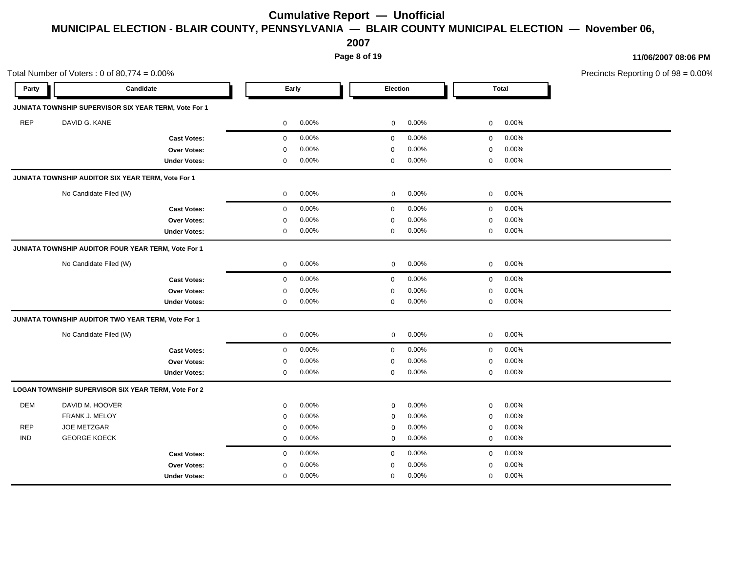# Cumulative Report — Unofficial

## MUNICIPAL ELECTION - BLAIR COUNTY, PENNSYLVANIA — BLAIR COUNTY MUNICIPAL ELECTION — November 06, 2007

11/06/2007 08:06 PM

Total Number of Voters : 0 of 80,774 = 0.00%

Precincts Reporting 0 of 98 = 0.00%

| Party | Candidate | Early | | Election | | Total | |
|---|---|---|---|---|---|---|---|
| **JUNIATA TOWNSHIP SUPERVISOR SIX YEAR TERM, Vote For 1** | | | | | | | |
| REP | DAVID G. KANE | 0 | 0.00% | 0 | 0.00% | 0 | 0.00% |
| | **Cast Votes:** | 0 | 0.00% | 0 | 0.00% | 0 | 0.00% |
| | **Over Votes:** | 0 | 0.00% | 0 | 0.00% | 0 | 0.00% |
| | **Under Votes:** | 0 | 0.00% | 0 | 0.00% | 0 | 0.00% |
| **JUNIATA TOWNSHIP AUDITOR SIX YEAR TERM, Vote For 1** | | | | | | | |
| | No Candidate Filed (W) | 0 | 0.00% | 0 | 0.00% | 0 | 0.00% |
| | **Cast Votes:** | 0 | 0.00% | 0 | 0.00% | 0 | 0.00% |
| | **Over Votes:** | 0 | 0.00% | 0 | 0.00% | 0 | 0.00% |
| | **Under Votes:** | 0 | 0.00% | 0 | 0.00% | 0 | 0.00% |
| **JUNIATA TOWNSHIP AUDITOR FOUR YEAR TERM, Vote For 1** | | | | | | | |
| | No Candidate Filed (W) | 0 | 0.00% | 0 | 0.00% | 0 | 0.00% |
| | **Cast Votes:** | 0 | 0.00% | 0 | 0.00% | 0 | 0.00% |
| | **Over Votes:** | 0 | 0.00% | 0 | 0.00% | 0 | 0.00% |
| | **Under Votes:** | 0 | 0.00% | 0 | 0.00% | 0 | 0.00% |
| **JUNIATA TOWNSHIP AUDITOR TWO YEAR TERM, Vote For 1** | | | | | | | |
| | No Candidate Filed (W) | 0 | 0.00% | 0 | 0.00% | 0 | 0.00% |
| | **Cast Votes:** | 0 | 0.00% | 0 | 0.00% | 0 | 0.00% |
| | **Over Votes:** | 0 | 0.00% | 0 | 0.00% | 0 | 0.00% |
| | **Under Votes:** | 0 | 0.00% | 0 | 0.00% | 0 | 0.00% |
| **LOGAN TOWNSHIP SUPERVISOR SIX YEAR TERM, Vote For 2** | | | | | | | |
| DEM | DAVID M. HOOVER | 0 | 0.00% | 0 | 0.00% | 0 | 0.00% |
| | FRANK J. MELOY | 0 | 0.00% | 0 | 0.00% | 0 | 0.00% |
| REP | JOE METZGAR | 0 | 0.00% | 0 | 0.00% | 0 | 0.00% |
| IND | GEORGE KOECK | 0 | 0.00% | 0 | 0.00% | 0 | 0.00% |
| | **Cast Votes:** | 0 | 0.00% | 0 | 0.00% | 0 | 0.00% |
| | **Over Votes:** | 0 | 0.00% | 0 | 0.00% | 0 | 0.00% |
| | **Under Votes:** | 0 | 0.00% | 0 | 0.00% | 0 | 0.00% |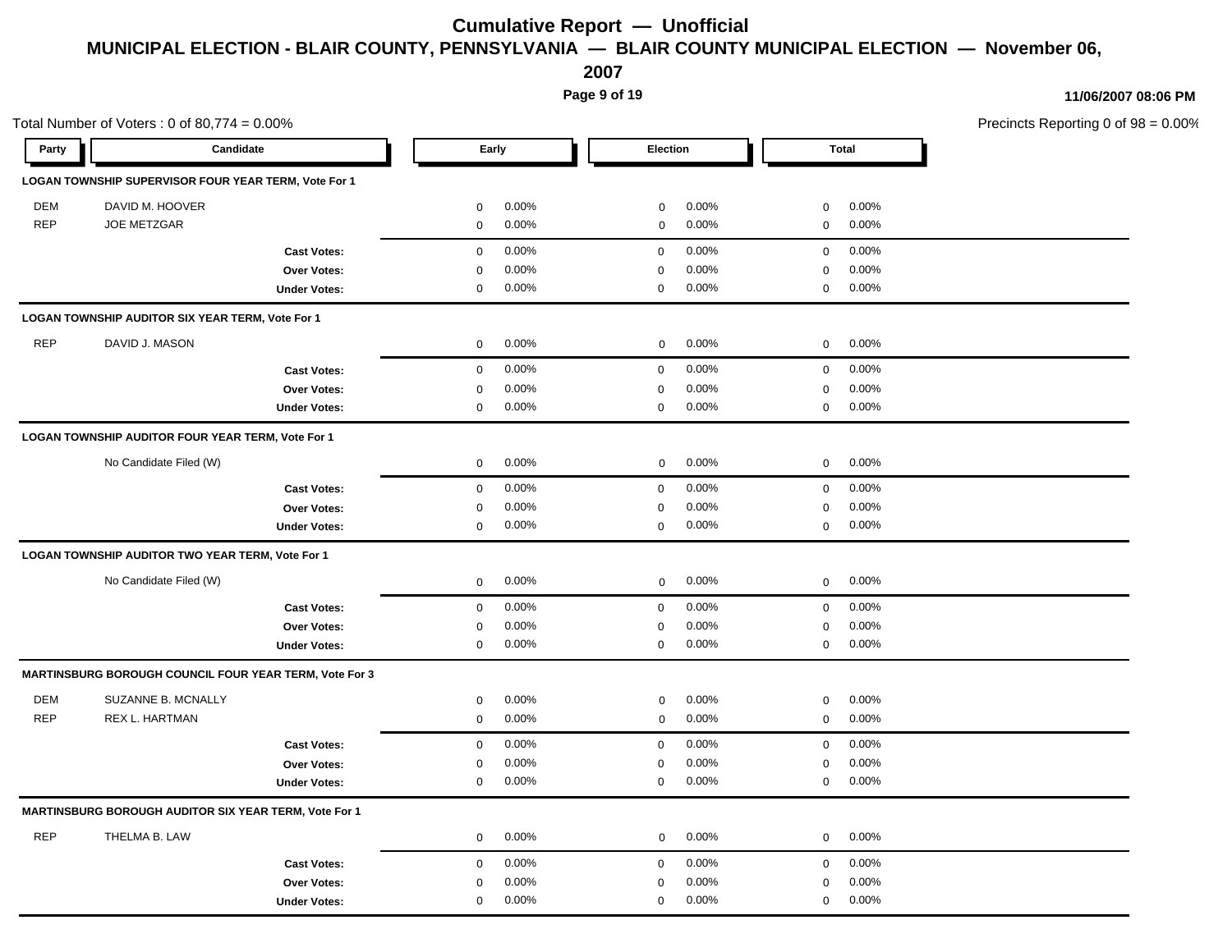# Cumulative Report — Unofficial

## MUNICIPAL ELECTION - BLAIR COUNTY, PENNSYLVANIA — BLAIR COUNTY MUNICIPAL ELECTION — November 06, 2007

11/06/2007 08:06 PM

Total Number of Voters : 0 of 80,774 = 0.00%

Precincts Reporting 0 of 98 = 0.00%

| Party | Candidate | Early | | Election | | Total | |
|---|---|---|---|---|---|---|---|
| **LOGAN TOWNSHIP SUPERVISOR FOUR YEAR TERM, Vote For 1** | | | | | | | |
| DEM | DAVID M. HOOVER | 0 | 0.00% | 0 | 0.00% | 0 | 0.00% |
| REP | JOE METZGAR | 0 | 0.00% | 0 | 0.00% | 0 | 0.00% |
| | **Cast Votes:** | 0 | 0.00% | 0 | 0.00% | 0 | 0.00% |
| | **Over Votes:** | 0 | 0.00% | 0 | 0.00% | 0 | 0.00% |
| | **Under Votes:** | 0 | 0.00% | 0 | 0.00% | 0 | 0.00% |
| **LOGAN TOWNSHIP AUDITOR SIX YEAR TERM, Vote For 1** | | | | | | | |
| REP | DAVID J. MASON | 0 | 0.00% | 0 | 0.00% | 0 | 0.00% |
| | **Cast Votes:** | 0 | 0.00% | 0 | 0.00% | 0 | 0.00% |
| | **Over Votes:** | 0 | 0.00% | 0 | 0.00% | 0 | 0.00% |
| | **Under Votes:** | 0 | 0.00% | 0 | 0.00% | 0 | 0.00% |
| **LOGAN TOWNSHIP AUDITOR FOUR YEAR TERM, Vote For 1** | | | | | | | |
| | No Candidate Filed (W) | 0 | 0.00% | 0 | 0.00% | 0 | 0.00% |
| | **Cast Votes:** | 0 | 0.00% | 0 | 0.00% | 0 | 0.00% |
| | **Over Votes:** | 0 | 0.00% | 0 | 0.00% | 0 | 0.00% |
| | **Under Votes:** | 0 | 0.00% | 0 | 0.00% | 0 | 0.00% |
| **LOGAN TOWNSHIP AUDITOR TWO YEAR TERM, Vote For 1** | | | | | | | |
| | No Candidate Filed (W) | 0 | 0.00% | 0 | 0.00% | 0 | 0.00% |
| | **Cast Votes:** | 0 | 0.00% | 0 | 0.00% | 0 | 0.00% |
| | **Over Votes:** | 0 | 0.00% | 0 | 0.00% | 0 | 0.00% |
| | **Under Votes:** | 0 | 0.00% | 0 | 0.00% | 0 | 0.00% |
| **MARTINSBURG BOROUGH COUNCIL FOUR YEAR TERM, Vote For 3** | | | | | | | |
| DEM | SUZANNE B. MCNALLY | 0 | 0.00% | 0 | 0.00% | 0 | 0.00% |
| REP | REX L. HARTMAN | 0 | 0.00% | 0 | 0.00% | 0 | 0.00% |
| | **Cast Votes:** | 0 | 0.00% | 0 | 0.00% | 0 | 0.00% |
| | **Over Votes:** | 0 | 0.00% | 0 | 0.00% | 0 | 0.00% |
| | **Under Votes:** | 0 | 0.00% | 0 | 0.00% | 0 | 0.00% |
| **MARTINSBURG BOROUGH AUDITOR SIX YEAR TERM, Vote For 1** | | | | | | | |
| REP | THELMA B. LAW | 0 | 0.00% | 0 | 0.00% | 0 | 0.00% |
| | **Cast Votes:** | 0 | 0.00% | 0 | 0.00% | 0 | 0.00% |
| | **Over Votes:** | 0 | 0.00% | 0 | 0.00% | 0 | 0.00% |
| | **Under Votes:** | 0 | 0.00% | 0 | 0.00% | 0 | 0.00% |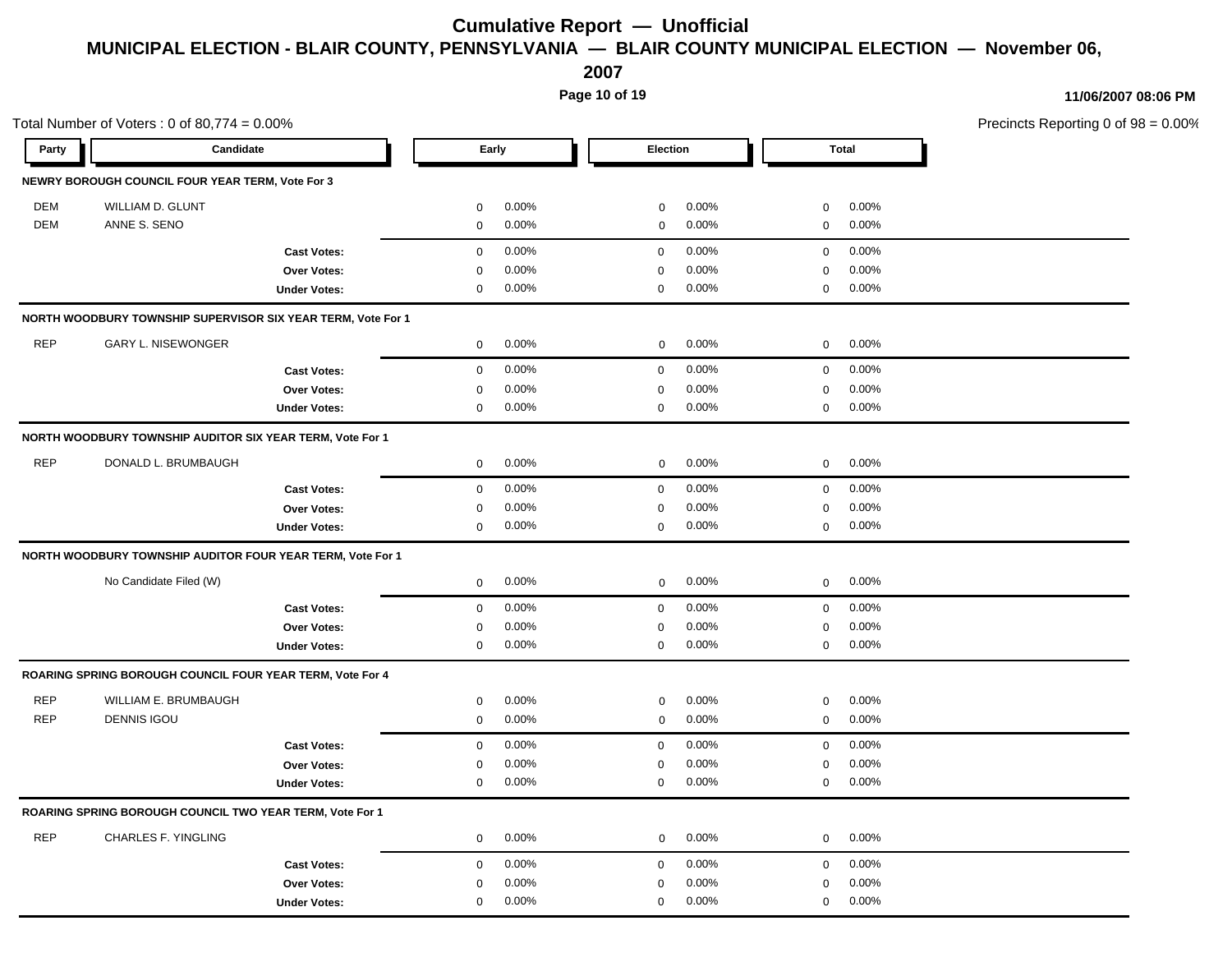# Cumulative Report — Unofficial

## MUNICIPAL ELECTION - BLAIR COUNTY, PENNSYLVANIA — BLAIR COUNTY MUNICIPAL ELECTION — November 06, 2007

11/06/2007 08:06 PM

Total Number of Voters : 0 of 80,774 = 0.00%

Precincts Reporting 0 of 98 = 0.00%

| Party | Candidate | Early | | Election | | Total | |
|---|---|---|---|---|---|---|---|
| **NEWRY BOROUGH COUNCIL FOUR YEAR TERM, Vote For 3** | | | | | | | |
| DEM | WILLIAM D. GLUNT | 0 | 0.00% | 0 | 0.00% | 0 | 0.00% |
| DEM | ANNE S. SENO | 0 | 0.00% | 0 | 0.00% | 0 | 0.00% |
| | **Cast Votes:** | 0 | 0.00% | 0 | 0.00% | 0 | 0.00% |
| | **Over Votes:** | 0 | 0.00% | 0 | 0.00% | 0 | 0.00% |
| | **Under Votes:** | 0 | 0.00% | 0 | 0.00% | 0 | 0.00% |
| **NORTH WOODBURY TOWNSHIP SUPERVISOR SIX YEAR TERM, Vote For 1** | | | | | | | |
| REP | GARY L. NISEWONGER | 0 | 0.00% | 0 | 0.00% | 0 | 0.00% |
| | **Cast Votes:** | 0 | 0.00% | 0 | 0.00% | 0 | 0.00% |
| | **Over Votes:** | 0 | 0.00% | 0 | 0.00% | 0 | 0.00% |
| | **Under Votes:** | 0 | 0.00% | 0 | 0.00% | 0 | 0.00% |
| **NORTH WOODBURY TOWNSHIP AUDITOR SIX YEAR TERM, Vote For 1** | | | | | | | |
| REP | DONALD L. BRUMBAUGH | 0 | 0.00% | 0 | 0.00% | 0 | 0.00% |
| | **Cast Votes:** | 0 | 0.00% | 0 | 0.00% | 0 | 0.00% |
| | **Over Votes:** | 0 | 0.00% | 0 | 0.00% | 0 | 0.00% |
| | **Under Votes:** | 0 | 0.00% | 0 | 0.00% | 0 | 0.00% |
| **NORTH WOODBURY TOWNSHIP AUDITOR FOUR YEAR TERM, Vote For 1** | | | | | | | |
| | No Candidate Filed (W) | 0 | 0.00% | 0 | 0.00% | 0 | 0.00% |
| | **Cast Votes:** | 0 | 0.00% | 0 | 0.00% | 0 | 0.00% |
| | **Over Votes:** | 0 | 0.00% | 0 | 0.00% | 0 | 0.00% |
| | **Under Votes:** | 0 | 0.00% | 0 | 0.00% | 0 | 0.00% |
| **ROARING SPRING BOROUGH COUNCIL FOUR YEAR TERM, Vote For 4** | | | | | | | |
| REP | WILLIAM E. BRUMBAUGH | 0 | 0.00% | 0 | 0.00% | 0 | 0.00% |
| REP | DENNIS IGOU | 0 | 0.00% | 0 | 0.00% | 0 | 0.00% |
| | **Cast Votes:** | 0 | 0.00% | 0 | 0.00% | 0 | 0.00% |
| | **Over Votes:** | 0 | 0.00% | 0 | 0.00% | 0 | 0.00% |
| | **Under Votes:** | 0 | 0.00% | 0 | 0.00% | 0 | 0.00% |
| **ROARING SPRING BOROUGH COUNCIL TWO YEAR TERM, Vote For 1** | | | | | | | |
| REP | CHARLES F. YINGLING | 0 | 0.00% | 0 | 0.00% | 0 | 0.00% |
| | **Cast Votes:** | 0 | 0.00% | 0 | 0.00% | 0 | 0.00% |
| | **Over Votes:** | 0 | 0.00% | 0 | 0.00% | 0 | 0.00% |
| | **Under Votes:** | 0 | 0.00% | 0 | 0.00% | 0 | 0.00% |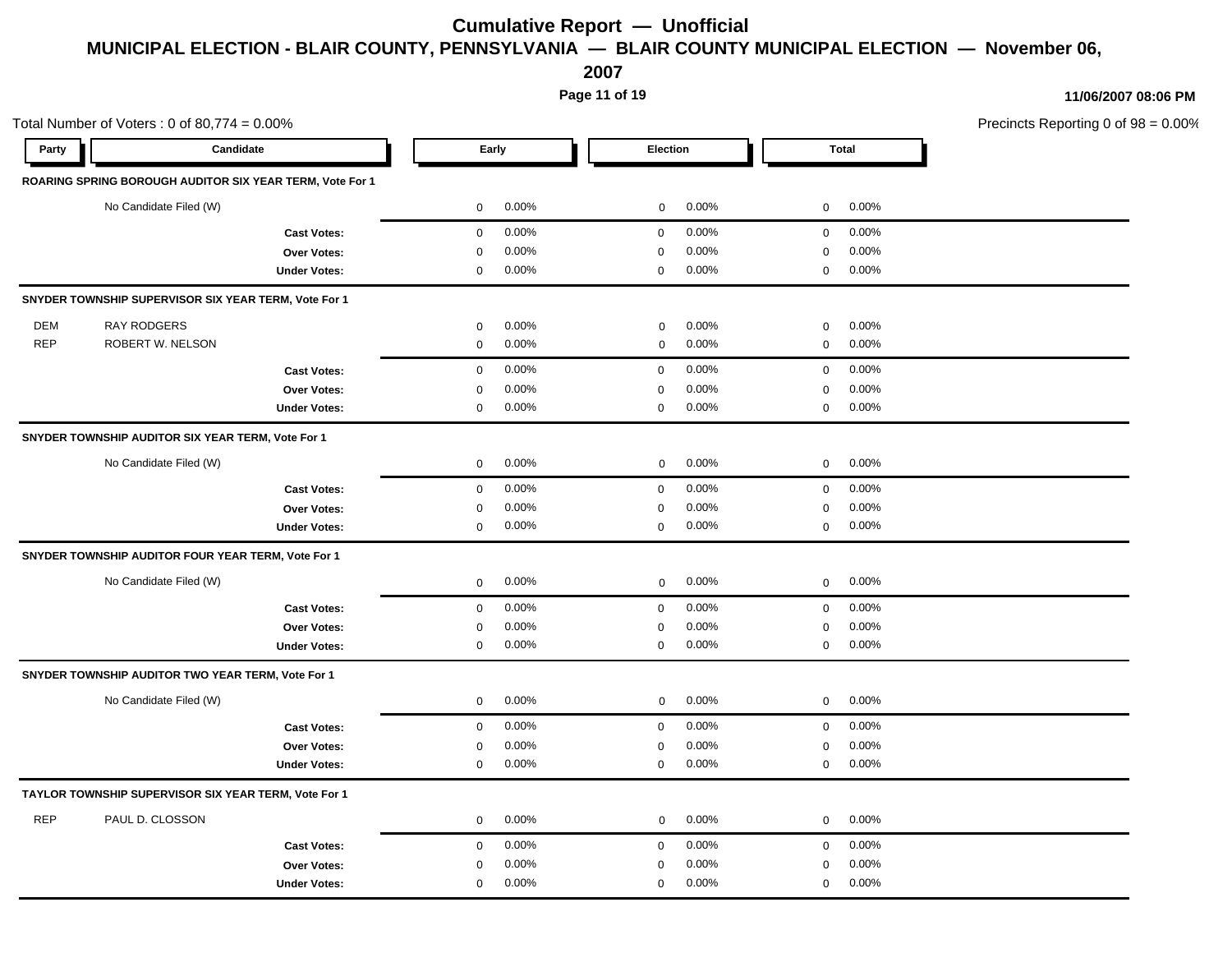# Cumulative Report — Unofficial

## MUNICIPAL ELECTION - BLAIR COUNTY, PENNSYLVANIA — BLAIR COUNTY MUNICIPAL ELECTION — November 06, 2007

11/06/2007 08:06 PM

Total Number of Voters : 0 of 80,774 = 0.00%

Precincts Reporting 0 of 98 = 0.00%

| Party | Candidate | Early | | Election | | Total | |
|---|---|---|---|---|---|---|---|
| **ROARING SPRING BOROUGH AUDITOR SIX YEAR TERM, Vote For 1** | | | | | | | |
| | No Candidate Filed (W) | 0 | 0.00% | 0 | 0.00% | 0 | 0.00% |
| | **Cast Votes:** | 0 | 0.00% | 0 | 0.00% | 0 | 0.00% |
| | **Over Votes:** | 0 | 0.00% | 0 | 0.00% | 0 | 0.00% |
| | **Under Votes:** | 0 | 0.00% | 0 | 0.00% | 0 | 0.00% |
| **SNYDER TOWNSHIP SUPERVISOR SIX YEAR TERM, Vote For 1** | | | | | | | |
| DEM | RAY RODGERS | 0 | 0.00% | 0 | 0.00% | 0 | 0.00% |
| REP | ROBERT W. NELSON | 0 | 0.00% | 0 | 0.00% | 0 | 0.00% |
| | **Cast Votes:** | 0 | 0.00% | 0 | 0.00% | 0 | 0.00% |
| | **Over Votes:** | 0 | 0.00% | 0 | 0.00% | 0 | 0.00% |
| | **Under Votes:** | 0 | 0.00% | 0 | 0.00% | 0 | 0.00% |
| **SNYDER TOWNSHIP AUDITOR SIX YEAR TERM, Vote For 1** | | | | | | | |
| | No Candidate Filed (W) | 0 | 0.00% | 0 | 0.00% | 0 | 0.00% |
| | **Cast Votes:** | 0 | 0.00% | 0 | 0.00% | 0 | 0.00% |
| | **Over Votes:** | 0 | 0.00% | 0 | 0.00% | 0 | 0.00% |
| | **Under Votes:** | 0 | 0.00% | 0 | 0.00% | 0 | 0.00% |
| **SNYDER TOWNSHIP AUDITOR FOUR YEAR TERM, Vote For 1** | | | | | | | |
| | No Candidate Filed (W) | 0 | 0.00% | 0 | 0.00% | 0 | 0.00% |
| | **Cast Votes:** | 0 | 0.00% | 0 | 0.00% | 0 | 0.00% |
| | **Over Votes:** | 0 | 0.00% | 0 | 0.00% | 0 | 0.00% |
| | **Under Votes:** | 0 | 0.00% | 0 | 0.00% | 0 | 0.00% |
| **SNYDER TOWNSHIP AUDITOR TWO YEAR TERM, Vote For 1** | | | | | | | |
| | No Candidate Filed (W) | 0 | 0.00% | 0 | 0.00% | 0 | 0.00% |
| | **Cast Votes:** | 0 | 0.00% | 0 | 0.00% | 0 | 0.00% |
| | **Over Votes:** | 0 | 0.00% | 0 | 0.00% | 0 | 0.00% |
| | **Under Votes:** | 0 | 0.00% | 0 | 0.00% | 0 | 0.00% |
| **TAYLOR TOWNSHIP SUPERVISOR SIX YEAR TERM, Vote For 1** | | | | | | | |
| REP | PAUL D. CLOSSON | 0 | 0.00% | 0 | 0.00% | 0 | 0.00% |
| | **Cast Votes:** | 0 | 0.00% | 0 | 0.00% | 0 | 0.00% |
| | **Over Votes:** | 0 | 0.00% | 0 | 0.00% | 0 | 0.00% |
| | **Under Votes:** | 0 | 0.00% | 0 | 0.00% | 0 | 0.00% |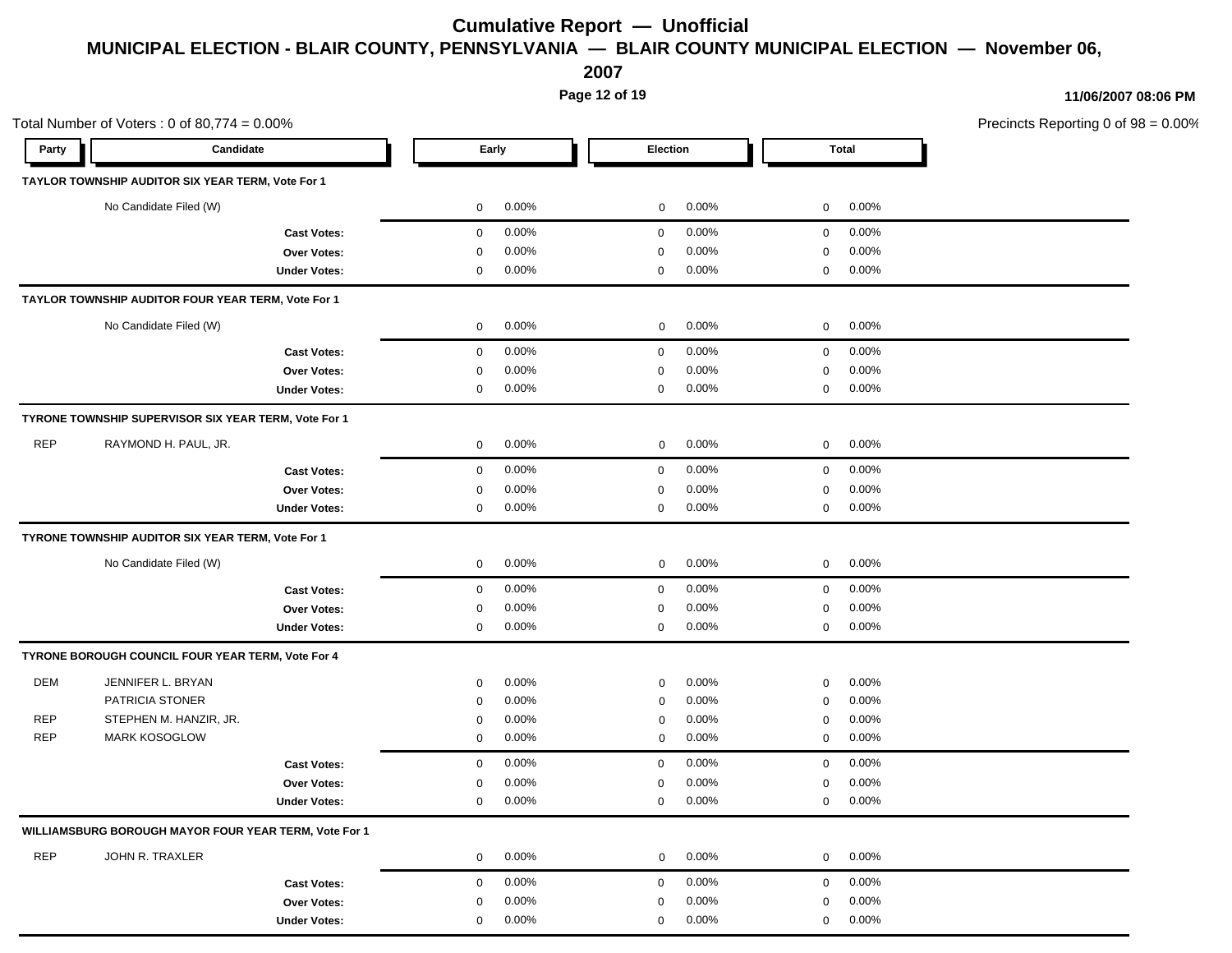# Cumulative Report — Unofficial

## MUNICIPAL ELECTION - BLAIR COUNTY, PENNSYLVANIA — BLAIR COUNTY MUNICIPAL ELECTION — November 06, 2007

11/06/2007 08:06 PM

Total Number of Voters : 0 of 80,774 = 0.00%

Precincts Reporting 0 of 98 = 0.00%

| Party | Candidate | Early | | Election | | Total | |
|---|---|---|---|---|---|---|---|
| **TAYLOR TOWNSHIP AUDITOR SIX YEAR TERM, Vote For 1** | | | | | | | |
| | No Candidate Filed (W) | 0 | 0.00% | 0 | 0.00% | 0 | 0.00% |
| | **Cast Votes:** | 0 | 0.00% | 0 | 0.00% | 0 | 0.00% |
| | **Over Votes:** | 0 | 0.00% | 0 | 0.00% | 0 | 0.00% |
| | **Under Votes:** | 0 | 0.00% | 0 | 0.00% | 0 | 0.00% |
| **TAYLOR TOWNSHIP AUDITOR FOUR YEAR TERM, Vote For 1** | | | | | | | |
| | No Candidate Filed (W) | 0 | 0.00% | 0 | 0.00% | 0 | 0.00% |
| | **Cast Votes:** | 0 | 0.00% | 0 | 0.00% | 0 | 0.00% |
| | **Over Votes:** | 0 | 0.00% | 0 | 0.00% | 0 | 0.00% |
| | **Under Votes:** | 0 | 0.00% | 0 | 0.00% | 0 | 0.00% |
| **TYRONE TOWNSHIP SUPERVISOR SIX YEAR TERM, Vote For 1** | | | | | | | |
| REP | RAYMOND H. PAUL, JR. | 0 | 0.00% | 0 | 0.00% | 0 | 0.00% |
| | **Cast Votes:** | 0 | 0.00% | 0 | 0.00% | 0 | 0.00% |
| | **Over Votes:** | 0 | 0.00% | 0 | 0.00% | 0 | 0.00% |
| | **Under Votes:** | 0 | 0.00% | 0 | 0.00% | 0 | 0.00% |
| **TYRONE TOWNSHIP AUDITOR SIX YEAR TERM, Vote For 1** | | | | | | | |
| | No Candidate Filed (W) | 0 | 0.00% | 0 | 0.00% | 0 | 0.00% |
| | **Cast Votes:** | 0 | 0.00% | 0 | 0.00% | 0 | 0.00% |
| | **Over Votes:** | 0 | 0.00% | 0 | 0.00% | 0 | 0.00% |
| | **Under Votes:** | 0 | 0.00% | 0 | 0.00% | 0 | 0.00% |
| **TYRONE BOROUGH COUNCIL FOUR YEAR TERM, Vote For 4** | | | | | | | |
| DEM | JENNIFER L. BRYAN | 0 | 0.00% | 0 | 0.00% | 0 | 0.00% |
| | PATRICIA STONER | 0 | 0.00% | 0 | 0.00% | 0 | 0.00% |
| REP | STEPHEN M. HANZIR, JR. | 0 | 0.00% | 0 | 0.00% | 0 | 0.00% |
| REP | MARK KOSOGLOW | 0 | 0.00% | 0 | 0.00% | 0 | 0.00% |
| | **Cast Votes:** | 0 | 0.00% | 0 | 0.00% | 0 | 0.00% |
| | **Over Votes:** | 0 | 0.00% | 0 | 0.00% | 0 | 0.00% |
| | **Under Votes:** | 0 | 0.00% | 0 | 0.00% | 0 | 0.00% |
| **WILLIAMSBURG BOROUGH MAYOR FOUR YEAR TERM, Vote For 1** | | | | | | | |
| REP | JOHN R. TRAXLER | 0 | 0.00% | 0 | 0.00% | 0 | 0.00% |
| | **Cast Votes:** | 0 | 0.00% | 0 | 0.00% | 0 | 0.00% |
| | **Over Votes:** | 0 | 0.00% | 0 | 0.00% | 0 | 0.00% |
| | **Under Votes:** | 0 | 0.00% | 0 | 0.00% | 0 | 0.00% |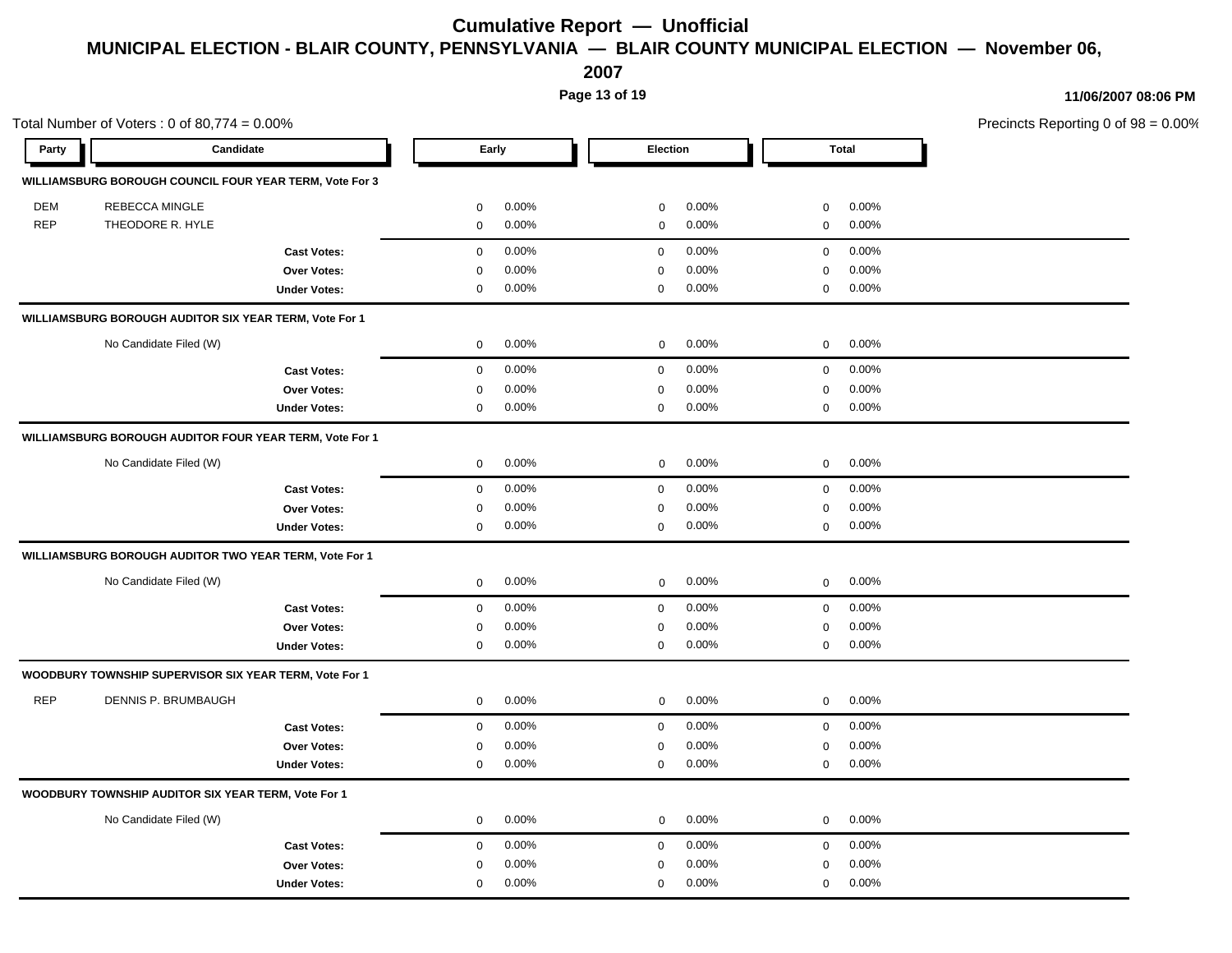# Cumulative Report — Unofficial

## MUNICIPAL ELECTION - BLAIR COUNTY, PENNSYLVANIA — BLAIR COUNTY MUNICIPAL ELECTION — November 06, 2007

11/06/2007 08:06 PM

Total Number of Voters : 0 of 80,774 = 0.00%

Precincts Reporting 0 of 98 = 0.00%

| Party | Candidate | Early | | Election | | Total | |
|---|---|---|---|---|---|---|---|
| **WILLIAMSBURG BOROUGH COUNCIL FOUR YEAR TERM, Vote For 3** | | | | | | | |
| DEM | REBECCA MINGLE | 0 | 0.00% | 0 | 0.00% | 0 | 0.00% |
| REP | THEODORE R. HYLE | 0 | 0.00% | 0 | 0.00% | 0 | 0.00% |
| | **Cast Votes:** | 0 | 0.00% | 0 | 0.00% | 0 | 0.00% |
| | **Over Votes:** | 0 | 0.00% | 0 | 0.00% | 0 | 0.00% |
| | **Under Votes:** | 0 | 0.00% | 0 | 0.00% | 0 | 0.00% |
| **WILLIAMSBURG BOROUGH AUDITOR SIX YEAR TERM, Vote For 1** | | | | | | | |
| | No Candidate Filed (W) | 0 | 0.00% | 0 | 0.00% | 0 | 0.00% |
| | **Cast Votes:** | 0 | 0.00% | 0 | 0.00% | 0 | 0.00% |
| | **Over Votes:** | 0 | 0.00% | 0 | 0.00% | 0 | 0.00% |
| | **Under Votes:** | 0 | 0.00% | 0 | 0.00% | 0 | 0.00% |
| **WILLIAMSBURG BOROUGH AUDITOR FOUR YEAR TERM, Vote For 1** | | | | | | | |
| | No Candidate Filed (W) | 0 | 0.00% | 0 | 0.00% | 0 | 0.00% |
| | **Cast Votes:** | 0 | 0.00% | 0 | 0.00% | 0 | 0.00% |
| | **Over Votes:** | 0 | 0.00% | 0 | 0.00% | 0 | 0.00% |
| | **Under Votes:** | 0 | 0.00% | 0 | 0.00% | 0 | 0.00% |
| **WILLIAMSBURG BOROUGH AUDITOR TWO YEAR TERM, Vote For 1** | | | | | | | |
| | No Candidate Filed (W) | 0 | 0.00% | 0 | 0.00% | 0 | 0.00% |
| | **Cast Votes:** | 0 | 0.00% | 0 | 0.00% | 0 | 0.00% |
| | **Over Votes:** | 0 | 0.00% | 0 | 0.00% | 0 | 0.00% |
| | **Under Votes:** | 0 | 0.00% | 0 | 0.00% | 0 | 0.00% |
| **WOODBURY TOWNSHIP SUPERVISOR SIX YEAR TERM, Vote For 1** | | | | | | | |
| REP | DENNIS P. BRUMBAUGH | 0 | 0.00% | 0 | 0.00% | 0 | 0.00% |
| | **Cast Votes:** | 0 | 0.00% | 0 | 0.00% | 0 | 0.00% |
| | **Over Votes:** | 0 | 0.00% | 0 | 0.00% | 0 | 0.00% |
| | **Under Votes:** | 0 | 0.00% | 0 | 0.00% | 0 | 0.00% |
| **WOODBURY TOWNSHIP AUDITOR SIX YEAR TERM, Vote For 1** | | | | | | | |
| | No Candidate Filed (W) | 0 | 0.00% | 0 | 0.00% | 0 | 0.00% |
| | **Cast Votes:** | 0 | 0.00% | 0 | 0.00% | 0 | 0.00% |
| | **Over Votes:** | 0 | 0.00% | 0 | 0.00% | 0 | 0.00% |
| | **Under Votes:** | 0 | 0.00% | 0 | 0.00% | 0 | 0.00% |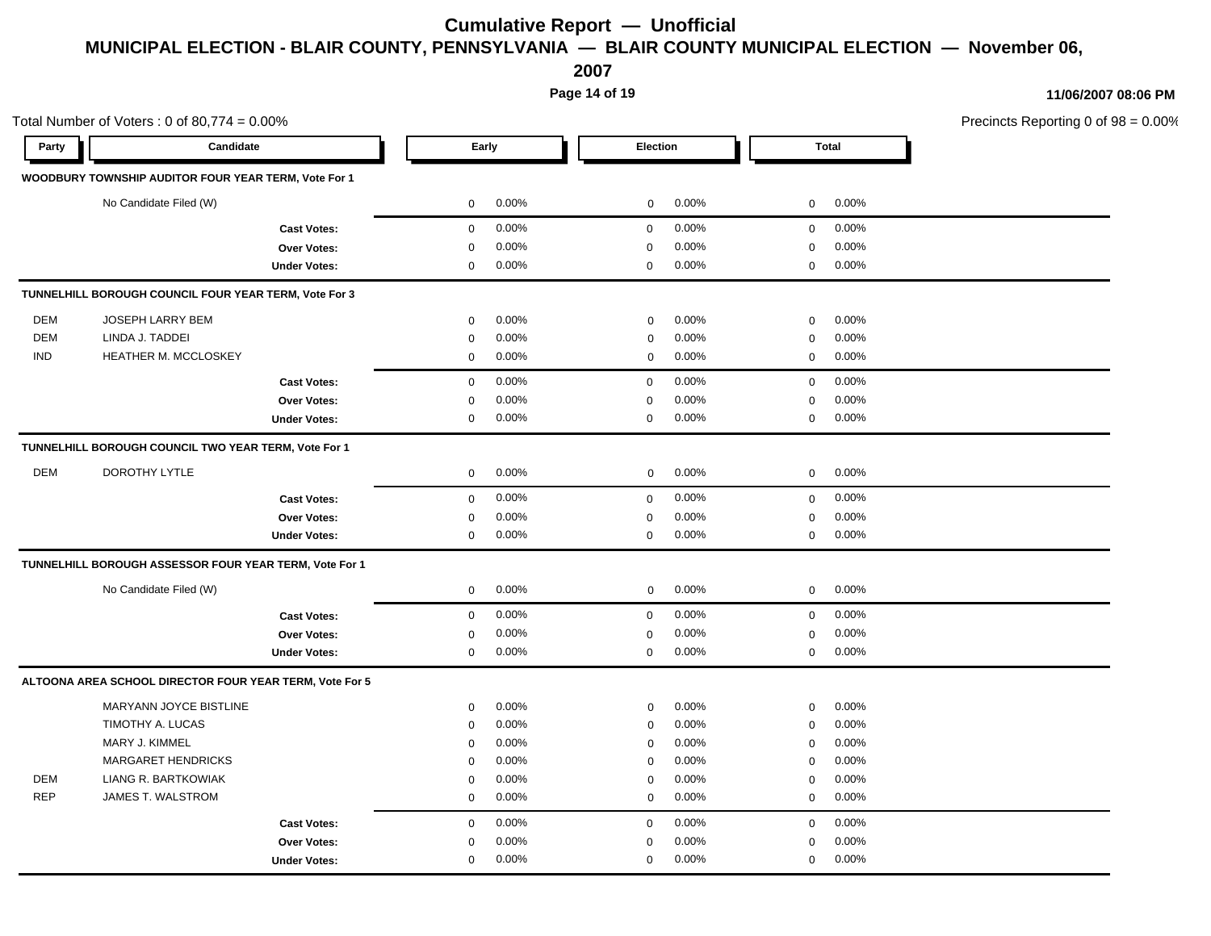# Cumulative Report — Unofficial

## MUNICIPAL ELECTION - BLAIR COUNTY, PENNSYLVANIA — BLAIR COUNTY MUNICIPAL ELECTION — November 06, 2007

11/06/2007 08:06 PM

Total Number of Voters : 0 of 80,774 = 0.00%

Precincts Reporting 0 of 98 = 0.00%

| Party | Candidate | Early | | Election | | Total | |
|---|---|---|---|---|---|---|---|
| **WOODBURY TOWNSHIP AUDITOR FOUR YEAR TERM, Vote For 1** | | | | | | | |
| | No Candidate Filed (W) | 0 | 0.00% | 0 | 0.00% | 0 | 0.00% |
| | **Cast Votes:** | 0 | 0.00% | 0 | 0.00% | 0 | 0.00% |
| | **Over Votes:** | 0 | 0.00% | 0 | 0.00% | 0 | 0.00% |
| | **Under Votes:** | 0 | 0.00% | 0 | 0.00% | 0 | 0.00% |
| **TUNNELHILL BOROUGH COUNCIL FOUR YEAR TERM, Vote For 3** | | | | | | | |
| DEM | JOSEPH LARRY BEM | 0 | 0.00% | 0 | 0.00% | 0 | 0.00% |
| DEM | LINDA J. TADDEI | 0 | 0.00% | 0 | 0.00% | 0 | 0.00% |
| IND | HEATHER M. MCCLOSKEY | 0 | 0.00% | 0 | 0.00% | 0 | 0.00% |
| | **Cast Votes:** | 0 | 0.00% | 0 | 0.00% | 0 | 0.00% |
| | **Over Votes:** | 0 | 0.00% | 0 | 0.00% | 0 | 0.00% |
| | **Under Votes:** | 0 | 0.00% | 0 | 0.00% | 0 | 0.00% |
| **TUNNELHILL BOROUGH COUNCIL TWO YEAR TERM, Vote For 1** | | | | | | | |
| DEM | DOROTHY LYTLE | 0 | 0.00% | 0 | 0.00% | 0 | 0.00% |
| | **Cast Votes:** | 0 | 0.00% | 0 | 0.00% | 0 | 0.00% |
| | **Over Votes:** | 0 | 0.00% | 0 | 0.00% | 0 | 0.00% |
| | **Under Votes:** | 0 | 0.00% | 0 | 0.00% | 0 | 0.00% |
| **TUNNELHILL BOROUGH ASSESSOR FOUR YEAR TERM, Vote For 1** | | | | | | | |
| | No Candidate Filed (W) | 0 | 0.00% | 0 | 0.00% | 0 | 0.00% |
| | **Cast Votes:** | 0 | 0.00% | 0 | 0.00% | 0 | 0.00% |
| | **Over Votes:** | 0 | 0.00% | 0 | 0.00% | 0 | 0.00% |
| | **Under Votes:** | 0 | 0.00% | 0 | 0.00% | 0 | 0.00% |
| **ALTOONA AREA SCHOOL DIRECTOR FOUR YEAR TERM, Vote For 5** | | | | | | | |
| | MARYANN JOYCE BISTLINE | 0 | 0.00% | 0 | 0.00% | 0 | 0.00% |
| | TIMOTHY A. LUCAS | 0 | 0.00% | 0 | 0.00% | 0 | 0.00% |
| | MARY J. KIMMEL | 0 | 0.00% | 0 | 0.00% | 0 | 0.00% |
| | MARGARET HENDRICKS | 0 | 0.00% | 0 | 0.00% | 0 | 0.00% |
| DEM | LIANG R. BARTKOWIAK | 0 | 0.00% | 0 | 0.00% | 0 | 0.00% |
| REP | JAMES T. WALSTROM | 0 | 0.00% | 0 | 0.00% | 0 | 0.00% |
| | **Cast Votes:** | 0 | 0.00% | 0 | 0.00% | 0 | 0.00% |
| | **Over Votes:** | 0 | 0.00% | 0 | 0.00% | 0 | 0.00% |
| | **Under Votes:** | 0 | 0.00% | 0 | 0.00% | 0 | 0.00% |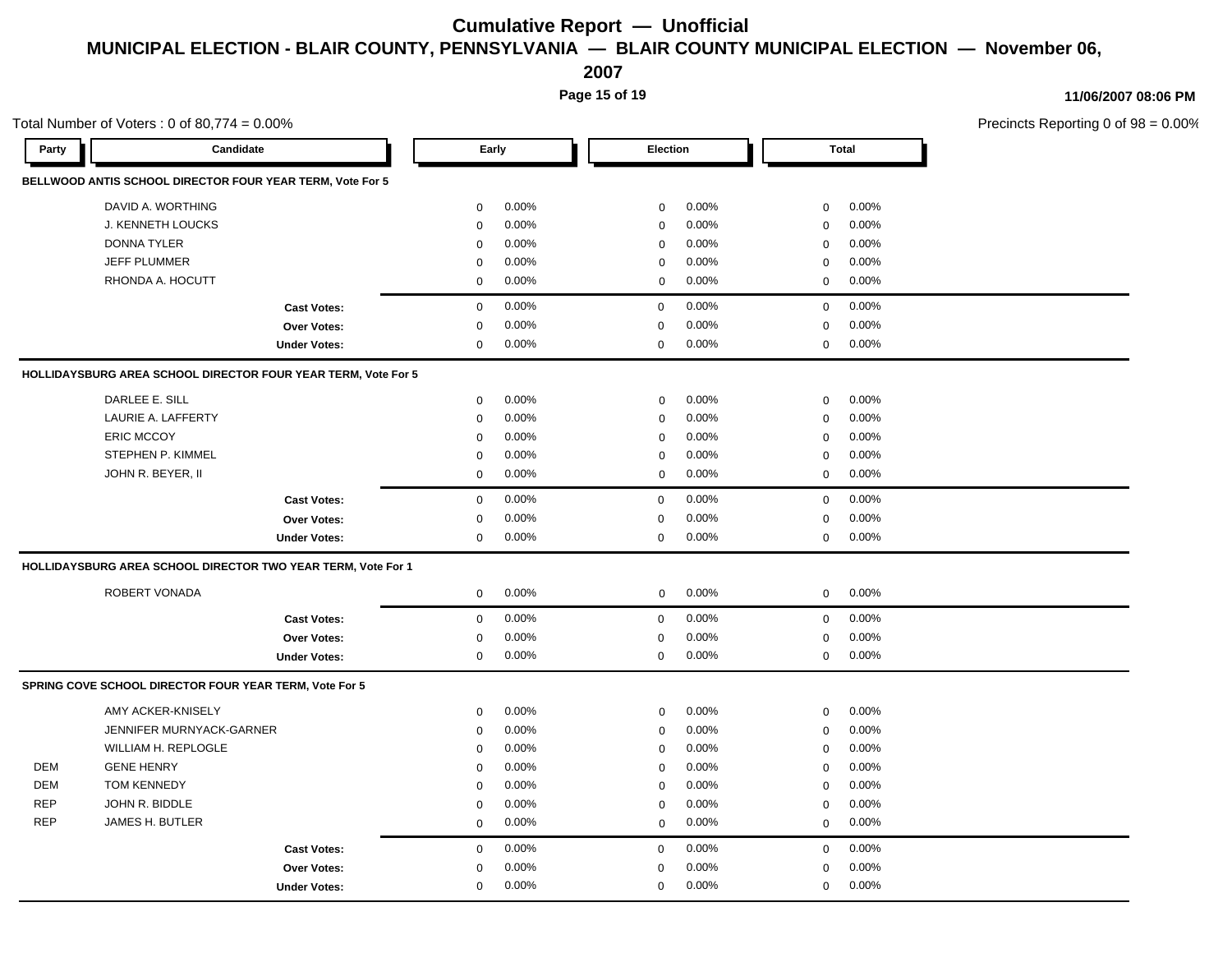# Cumulative Report — Unofficial

## MUNICIPAL ELECTION - BLAIR COUNTY, PENNSYLVANIA — BLAIR COUNTY MUNICIPAL ELECTION — November 06, 2007

11/06/2007 08:06 PM

Total Number of Voters : 0 of 80,774 = 0.00%

Precincts Reporting 0 of 98 = 0.00%

| Party | Candidate | Early | | Election | | Total | |
|---|---|---|---|---|---|---|---|
| **BELLWOOD ANTIS SCHOOL DIRECTOR FOUR YEAR TERM, Vote For 5** | | | | | | | |
| | DAVID A. WORTHING | 0 | 0.00% | 0 | 0.00% | 0 | 0.00% |
| | J. KENNETH LOUCKS | 0 | 0.00% | 0 | 0.00% | 0 | 0.00% |
| | DONNA TYLER | 0 | 0.00% | 0 | 0.00% | 0 | 0.00% |
| | JEFF PLUMMER | 0 | 0.00% | 0 | 0.00% | 0 | 0.00% |
| | RHONDA A. HOCUTT | 0 | 0.00% | 0 | 0.00% | 0 | 0.00% |
| | **Cast Votes:** | 0 | 0.00% | 0 | 0.00% | 0 | 0.00% |
| | **Over Votes:** | 0 | 0.00% | 0 | 0.00% | 0 | 0.00% |
| | **Under Votes:** | 0 | 0.00% | 0 | 0.00% | 0 | 0.00% |
| **HOLLIDAYSBURG AREA SCHOOL DIRECTOR FOUR YEAR TERM, Vote For 5** | | | | | | | |
| | DARLEE E. SILL | 0 | 0.00% | 0 | 0.00% | 0 | 0.00% |
| | LAURIE A. LAFFERTY | 0 | 0.00% | 0 | 0.00% | 0 | 0.00% |
| | ERIC MCCOY | 0 | 0.00% | 0 | 0.00% | 0 | 0.00% |
| | STEPHEN P. KIMMEL | 0 | 0.00% | 0 | 0.00% | 0 | 0.00% |
| | JOHN R. BEYER, II | 0 | 0.00% | 0 | 0.00% | 0 | 0.00% |
| | **Cast Votes:** | 0 | 0.00% | 0 | 0.00% | 0 | 0.00% |
| | **Over Votes:** | 0 | 0.00% | 0 | 0.00% | 0 | 0.00% |
| | **Under Votes:** | 0 | 0.00% | 0 | 0.00% | 0 | 0.00% |
| **HOLLIDAYSBURG AREA SCHOOL DIRECTOR TWO YEAR TERM, Vote For 1** | | | | | | | |
| | ROBERT VONADA | 0 | 0.00% | 0 | 0.00% | 0 | 0.00% |
| | **Cast Votes:** | 0 | 0.00% | 0 | 0.00% | 0 | 0.00% |
| | **Over Votes:** | 0 | 0.00% | 0 | 0.00% | 0 | 0.00% |
| | **Under Votes:** | 0 | 0.00% | 0 | 0.00% | 0 | 0.00% |
| **SPRING COVE SCHOOL DIRECTOR FOUR YEAR TERM, Vote For 5** | | | | | | | |
| | AMY ACKER-KNISELY | 0 | 0.00% | 0 | 0.00% | 0 | 0.00% |
| | JENNIFER MURNYACK-GARNER | 0 | 0.00% | 0 | 0.00% | 0 | 0.00% |
| | WILLIAM H. REPLOGLE | 0 | 0.00% | 0 | 0.00% | 0 | 0.00% |
| DEM | GENE HENRY | 0 | 0.00% | 0 | 0.00% | 0 | 0.00% |
| DEM | TOM KENNEDY | 0 | 0.00% | 0 | 0.00% | 0 | 0.00% |
| REP | JOHN R. BIDDLE | 0 | 0.00% | 0 | 0.00% | 0 | 0.00% |
| REP | JAMES H. BUTLER | 0 | 0.00% | 0 | 0.00% | 0 | 0.00% |
| | **Cast Votes:** | 0 | 0.00% | 0 | 0.00% | 0 | 0.00% |
| | **Over Votes:** | 0 | 0.00% | 0 | 0.00% | 0 | 0.00% |
| | **Under Votes:** | 0 | 0.00% | 0 | 0.00% | 0 | 0.00% |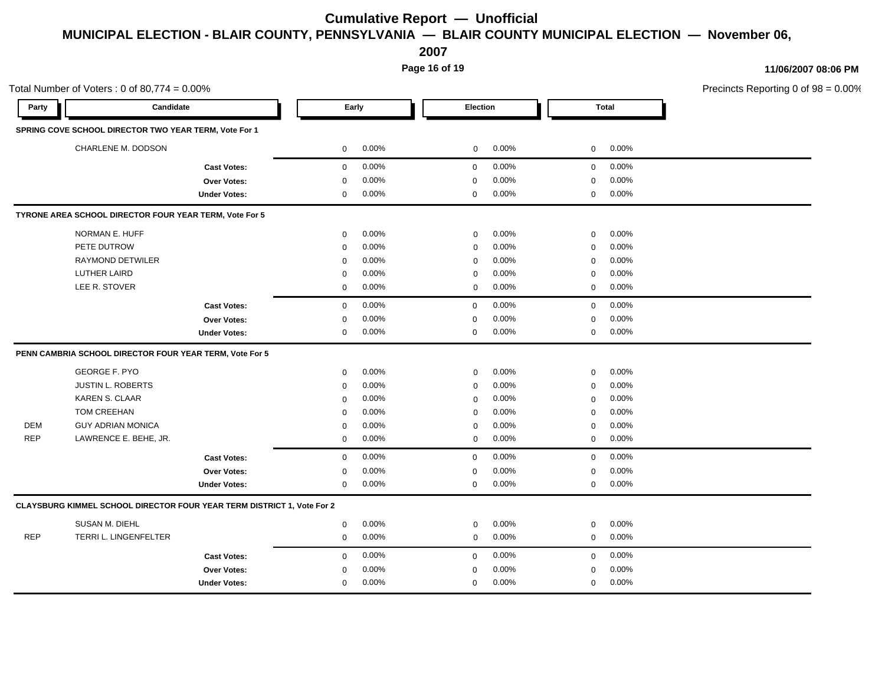# Cumulative Report — Unofficial

## MUNICIPAL ELECTION - BLAIR COUNTY, PENNSYLVANIA — BLAIR COUNTY MUNICIPAL ELECTION — November 06, 2007

11/06/2007 08:06 PM

Total Number of Voters : 0 of 80,774 = 0.00%

Precincts Reporting 0 of 98 = 0.00%

| Party | Candidate | Early | | Election | | Total | |
|---|---|---|---|---|---|---|---|
| **SPRING COVE SCHOOL DIRECTOR TWO YEAR TERM, Vote For 1** | | | | | | | |
| | CHARLENE M. DODSON | 0 | 0.00% | 0 | 0.00% | 0 | 0.00% |
| | **Cast Votes:** | 0 | 0.00% | 0 | 0.00% | 0 | 0.00% |
| | **Over Votes:** | 0 | 0.00% | 0 | 0.00% | 0 | 0.00% |
| | **Under Votes:** | 0 | 0.00% | 0 | 0.00% | 0 | 0.00% |
| **TYRONE AREA SCHOOL DIRECTOR FOUR YEAR TERM, Vote For 5** | | | | | | | |
| | NORMAN E. HUFF | 0 | 0.00% | 0 | 0.00% | 0 | 0.00% |
| | PETE DUTROW | 0 | 0.00% | 0 | 0.00% | 0 | 0.00% |
| | RAYMOND DETWILER | 0 | 0.00% | 0 | 0.00% | 0 | 0.00% |
| | LUTHER LAIRD | 0 | 0.00% | 0 | 0.00% | 0 | 0.00% |
| | LEE R. STOVER | 0 | 0.00% | 0 | 0.00% | 0 | 0.00% |
| | **Cast Votes:** | 0 | 0.00% | 0 | 0.00% | 0 | 0.00% |
| | **Over Votes:** | 0 | 0.00% | 0 | 0.00% | 0 | 0.00% |
| | **Under Votes:** | 0 | 0.00% | 0 | 0.00% | 0 | 0.00% |
| **PENN CAMBRIA SCHOOL DIRECTOR FOUR YEAR TERM, Vote For 5** | | | | | | | |
| | GEORGE F. PYO | 0 | 0.00% | 0 | 0.00% | 0 | 0.00% |
| | JUSTIN L. ROBERTS | 0 | 0.00% | 0 | 0.00% | 0 | 0.00% |
| | KAREN S. CLAAR | 0 | 0.00% | 0 | 0.00% | 0 | 0.00% |
| | TOM CREEHAN | 0 | 0.00% | 0 | 0.00% | 0 | 0.00% |
| DEM | GUY ADRIAN MONICA | 0 | 0.00% | 0 | 0.00% | 0 | 0.00% |
| REP | LAWRENCE E. BEHE, JR. | 0 | 0.00% | 0 | 0.00% | 0 | 0.00% |
| | **Cast Votes:** | 0 | 0.00% | 0 | 0.00% | 0 | 0.00% |
| | **Over Votes:** | 0 | 0.00% | 0 | 0.00% | 0 | 0.00% |
| | **Under Votes:** | 0 | 0.00% | 0 | 0.00% | 0 | 0.00% |
| **CLAYSBURG KIMMEL SCHOOL DIRECTOR FOUR YEAR TERM DISTRICT 1, Vote For 2** | | | | | | | |
| | SUSAN M. DIEHL | 0 | 0.00% | 0 | 0.00% | 0 | 0.00% |
| REP | TERRI L. LINGENFELTER | 0 | 0.00% | 0 | 0.00% | 0 | 0.00% |
| | **Cast Votes:** | 0 | 0.00% | 0 | 0.00% | 0 | 0.00% |
| | **Over Votes:** | 0 | 0.00% | 0 | 0.00% | 0 | 0.00% |
| | **Under Votes:** | 0 | 0.00% | 0 | 0.00% | 0 | 0.00% |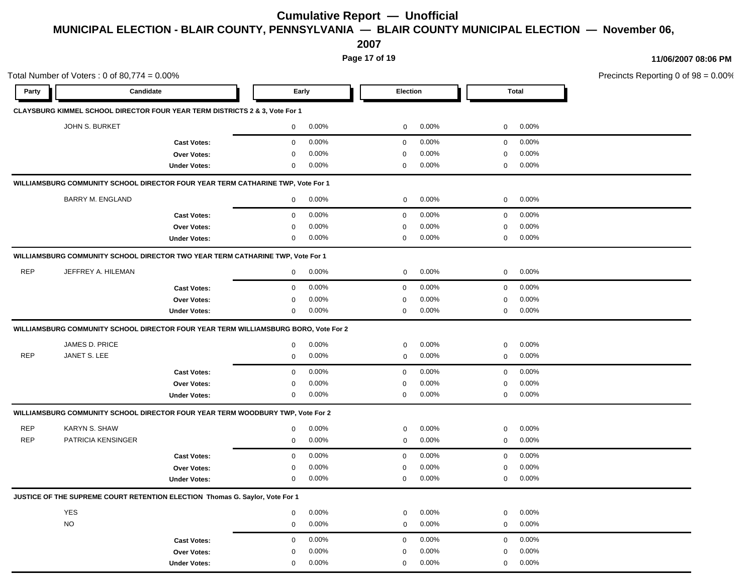# Cumulative Report — Unofficial

## MUNICIPAL ELECTION - BLAIR COUNTY, PENNSYLVANIA — BLAIR COUNTY MUNICIPAL ELECTION — November 06, 2007

11/06/2007 08:06 PM

Total Number of Voters : 0 of 80,774 = 0.00%

Precincts Reporting 0 of 98 = 0.00%

| Party | Candidate | Early | | Election | | Total | |
|---|---|---|---|---|---|---|---|
| **CLAYSBURG KIMMEL SCHOOL DIRECTOR FOUR YEAR TERM DISTRICTS 2 & 3, Vote For 1** | | | | | | | |
| | JOHN S. BURKET | 0 | 0.00% | 0 | 0.00% | 0 | 0.00% |
| | **Cast Votes:** | 0 | 0.00% | 0 | 0.00% | 0 | 0.00% |
| | **Over Votes:** | 0 | 0.00% | 0 | 0.00% | 0 | 0.00% |
| | **Under Votes:** | 0 | 0.00% | 0 | 0.00% | 0 | 0.00% |
| **WILLIAMSBURG COMMUNITY SCHOOL DIRECTOR FOUR YEAR TERM CATHARINE TWP, Vote For 1** | | | | | | | |
| | BARRY M. ENGLAND | 0 | 0.00% | 0 | 0.00% | 0 | 0.00% |
| | **Cast Votes:** | 0 | 0.00% | 0 | 0.00% | 0 | 0.00% |
| | **Over Votes:** | 0 | 0.00% | 0 | 0.00% | 0 | 0.00% |
| | **Under Votes:** | 0 | 0.00% | 0 | 0.00% | 0 | 0.00% |
| **WILLIAMSBURG COMMUNITY SCHOOL DIRECTOR TWO YEAR TERM CATHARINE TWP, Vote For 1** | | | | | | | |
| REP | JEFFREY A. HILEMAN | 0 | 0.00% | 0 | 0.00% | 0 | 0.00% |
| | **Cast Votes:** | 0 | 0.00% | 0 | 0.00% | 0 | 0.00% |
| | **Over Votes:** | 0 | 0.00% | 0 | 0.00% | 0 | 0.00% |
| | **Under Votes:** | 0 | 0.00% | 0 | 0.00% | 0 | 0.00% |
| **WILLIAMSBURG COMMUNITY SCHOOL DIRECTOR FOUR YEAR TERM WILLIAMSBURG BORO, Vote For 2** | | | | | | | |
| | JAMES D. PRICE | 0 | 0.00% | 0 | 0.00% | 0 | 0.00% |
| REP | JANET S. LEE | 0 | 0.00% | 0 | 0.00% | 0 | 0.00% |
| | **Cast Votes:** | 0 | 0.00% | 0 | 0.00% | 0 | 0.00% |
| | **Over Votes:** | 0 | 0.00% | 0 | 0.00% | 0 | 0.00% |
| | **Under Votes:** | 0 | 0.00% | 0 | 0.00% | 0 | 0.00% |
| **WILLIAMSBURG COMMUNITY SCHOOL DIRECTOR FOUR YEAR TERM WOODBURY TWP, Vote For 2** | | | | | | | |
| REP | KARYN S. SHAW | 0 | 0.00% | 0 | 0.00% | 0 | 0.00% |
| REP | PATRICIA KENSINGER | 0 | 0.00% | 0 | 0.00% | 0 | 0.00% |
| | **Cast Votes:** | 0 | 0.00% | 0 | 0.00% | 0 | 0.00% |
| | **Over Votes:** | 0 | 0.00% | 0 | 0.00% | 0 | 0.00% |
| | **Under Votes:** | 0 | 0.00% | 0 | 0.00% | 0 | 0.00% |
| **JUSTICE OF THE SUPREME COURT RETENTION ELECTION Thomas G. Saylor, Vote For 1** | | | | | | | |
| | YES | 0 | 0.00% | 0 | 0.00% | 0 | 0.00% |
| | NO | 0 | 0.00% | 0 | 0.00% | 0 | 0.00% |
| | **Cast Votes:** | 0 | 0.00% | 0 | 0.00% | 0 | 0.00% |
| | **Over Votes:** | 0 | 0.00% | 0 | 0.00% | 0 | 0.00% |
| | **Under Votes:** | 0 | 0.00% | 0 | 0.00% | 0 | 0.00% |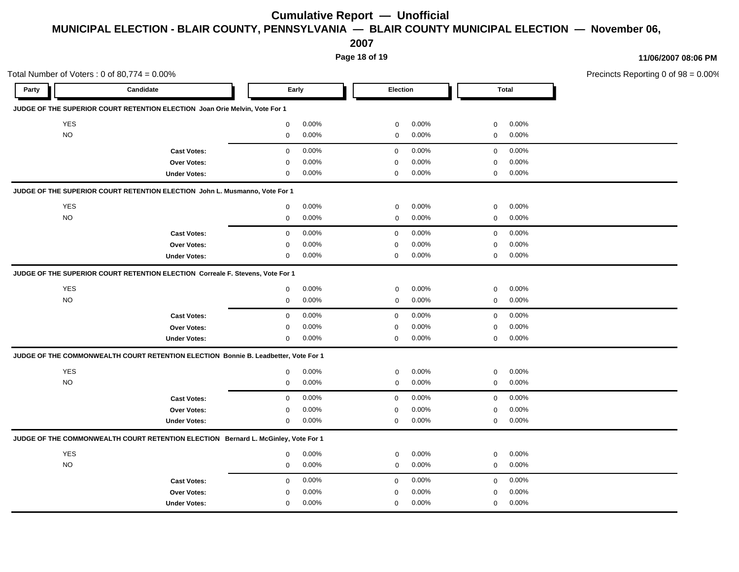# Cumulative Report — Unofficial

## MUNICIPAL ELECTION - BLAIR COUNTY, PENNSYLVANIA — BLAIR COUNTY MUNICIPAL ELECTION — November 06, 2007

11/06/2007 08:06 PM

Total Number of Voters : 0 of 80,774 = 0.00%

Precincts Reporting 0 of 98 = 0.00%

### JUDGE OF THE SUPERIOR COURT RETENTION ELECTION Joan Orie Melvin, Vote For 1

| Party | Candidate | Early | | Election | | Total | |
|---|---|---|---|---|---|---|---|
| | YES | 0 | 0.00% | 0 | 0.00% | 0 | 0.00% |
| | NO | 0 | 0.00% | 0 | 0.00% | 0 | 0.00% |
| | **Cast Votes:** | 0 | 0.00% | 0 | 0.00% | 0 | 0.00% |
| | **Over Votes:** | 0 | 0.00% | 0 | 0.00% | 0 | 0.00% |
| | **Under Votes:** | 0 | 0.00% | 0 | 0.00% | 0 | 0.00% |

### JUDGE OF THE SUPERIOR COURT RETENTION ELECTION John L. Musmanno, Vote For 1

| Party | Candidate | Early | | Election | | Total | |
|---|---|---|---|---|---|---|---|
| | YES | 0 | 0.00% | 0 | 0.00% | 0 | 0.00% |
| | NO | 0 | 0.00% | 0 | 0.00% | 0 | 0.00% |
| | **Cast Votes:** | 0 | 0.00% | 0 | 0.00% | 0 | 0.00% |
| | **Over Votes:** | 0 | 0.00% | 0 | 0.00% | 0 | 0.00% |
| | **Under Votes:** | 0 | 0.00% | 0 | 0.00% | 0 | 0.00% |

### JUDGE OF THE SUPERIOR COURT RETENTION ELECTION Correale F. Stevens, Vote For 1

| Party | Candidate | Early | | Election | | Total | |
|---|---|---|---|---|---|---|---|
| | YES | 0 | 0.00% | 0 | 0.00% | 0 | 0.00% |
| | NO | 0 | 0.00% | 0 | 0.00% | 0 | 0.00% |
| | **Cast Votes:** | 0 | 0.00% | 0 | 0.00% | 0 | 0.00% |
| | **Over Votes:** | 0 | 0.00% | 0 | 0.00% | 0 | 0.00% |
| | **Under Votes:** | 0 | 0.00% | 0 | 0.00% | 0 | 0.00% |

### JUDGE OF THE COMMONWEALTH COURT RETENTION ELECTION Bonnie B. Leadbetter, Vote For 1

| Party | Candidate | Early | | Election | | Total | |
|---|---|---|---|---|---|---|---|
| | YES | 0 | 0.00% | 0 | 0.00% | 0 | 0.00% |
| | NO | 0 | 0.00% | 0 | 0.00% | 0 | 0.00% |
| | **Cast Votes:** | 0 | 0.00% | 0 | 0.00% | 0 | 0.00% |
| | **Over Votes:** | 0 | 0.00% | 0 | 0.00% | 0 | 0.00% |
| | **Under Votes:** | 0 | 0.00% | 0 | 0.00% | 0 | 0.00% |

### JUDGE OF THE COMMONWEALTH COURT RETENTION ELECTION Bernard L. McGinley, Vote For 1

| Party | Candidate | Early | | Election | | Total | |
|---|---|---|---|---|---|---|---|
| | YES | 0 | 0.00% | 0 | 0.00% | 0 | 0.00% |
| | NO | 0 | 0.00% | 0 | 0.00% | 0 | 0.00% |
| | **Cast Votes:** | 0 | 0.00% | 0 | 0.00% | 0 | 0.00% |
| | **Over Votes:** | 0 | 0.00% | 0 | 0.00% | 0 | 0.00% |
| | **Under Votes:** | 0 | 0.00% | 0 | 0.00% | 0 | 0.00% |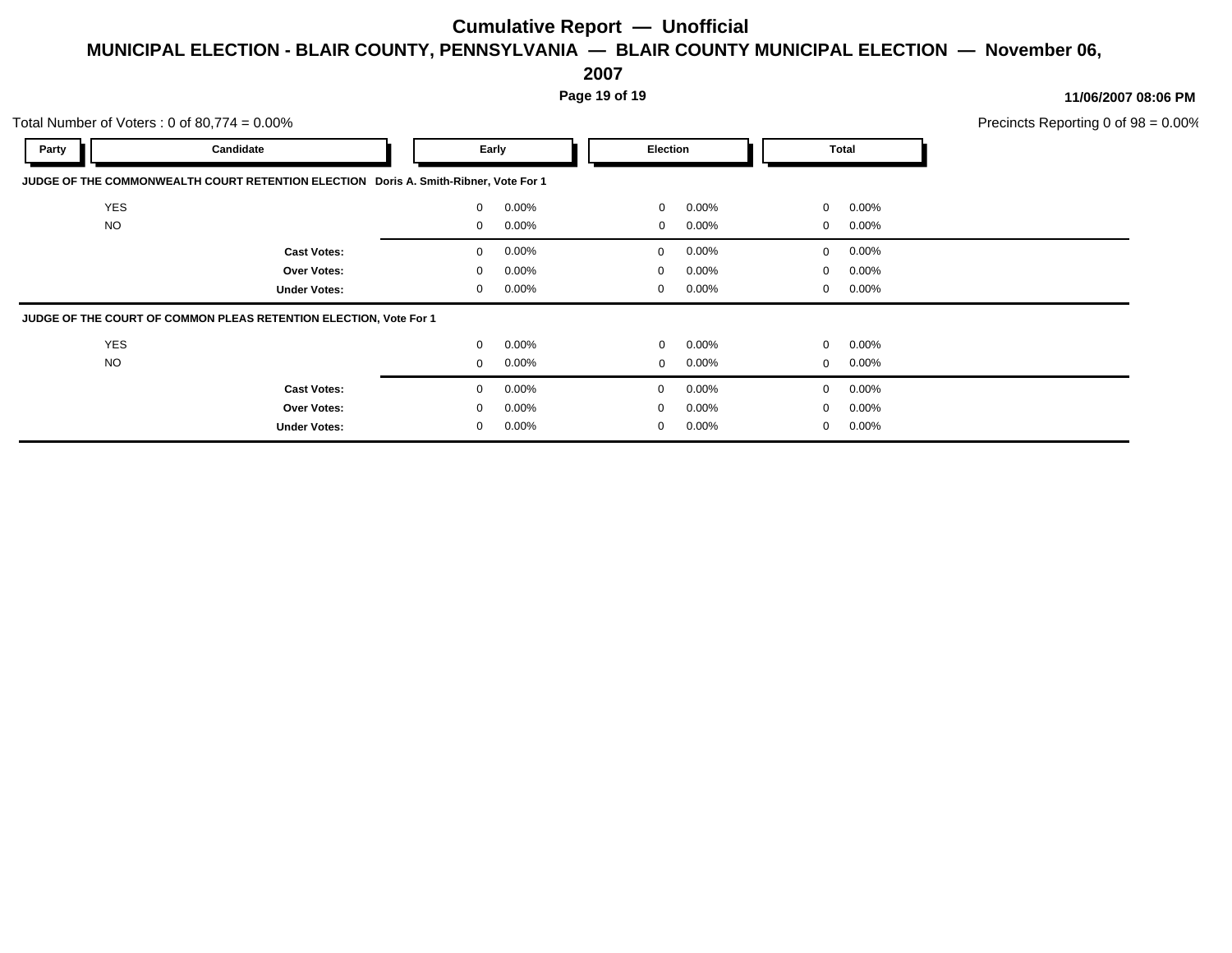# Cumulative Report — Unofficial

## MUNICIPAL ELECTION - BLAIR COUNTY, PENNSYLVANIA — BLAIR COUNTY MUNICIPAL ELECTION — November 06, 2007

**11/06/2007 08:06 PM**

Total Number of Voters : 0 of 80,774 = 0.00%

Precincts Reporting 0 of 98 = 0.00%

| Party | Candidate | Early | | Election | | Total | |
|---|---|---|---|---|---|---|---|
| **JUDGE OF THE COMMONWEALTH COURT RETENTION ELECTION Doris A. Smith-Ribner, Vote For 1** | | | | | | | |
| | YES | 0 | 0.00% | 0 | 0.00% | 0 | 0.00% |
| | NO | 0 | 0.00% | 0 | 0.00% | 0 | 0.00% |
| | **Cast Votes:** | 0 | 0.00% | 0 | 0.00% | 0 | 0.00% |
| | **Over Votes:** | 0 | 0.00% | 0 | 0.00% | 0 | 0.00% |
| | **Under Votes:** | 0 | 0.00% | 0 | 0.00% | 0 | 0.00% |
| **JUDGE OF THE COURT OF COMMON PLEAS RETENTION ELECTION, Vote For 1** | | | | | | | |
| | YES | 0 | 0.00% | 0 | 0.00% | 0 | 0.00% |
| | NO | 0 | 0.00% | 0 | 0.00% | 0 | 0.00% |
| | **Cast Votes:** | 0 | 0.00% | 0 | 0.00% | 0 | 0.00% |
| | **Over Votes:** | 0 | 0.00% | 0 | 0.00% | 0 | 0.00% |
| | **Under Votes:** | 0 | 0.00% | 0 | 0.00% | 0 | 0.00% |